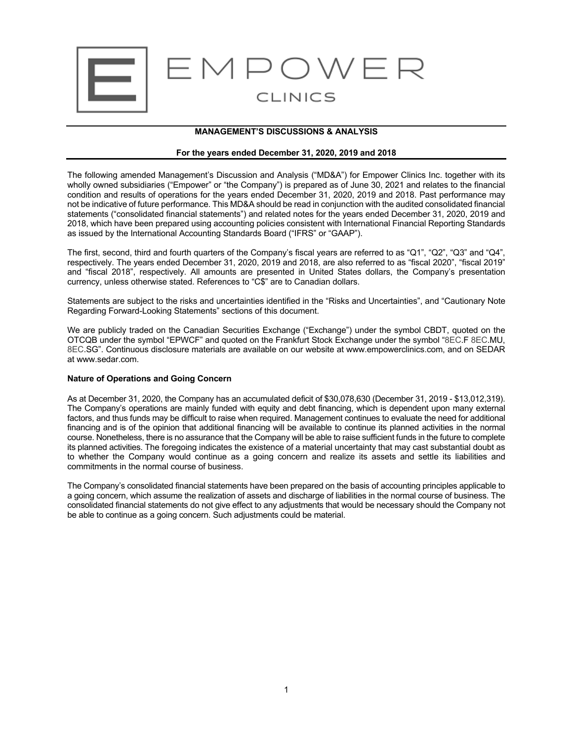EMPOWER

CLINICS

**MANAGEMENT'S DISCUSSIONS & ANALYSIS**

**For the years ended December 31, 2020, 2019 and 2018**

The following amended Management's Discussion and Analysis ("MD&A") for Empower Clinics Inc. together with its wholly owned subsidiaries ("Empower" or "the Company") is prepared as of June 30, 2021 and relates to the financial condition and results of operations for the years ended December 31, 2020, 2019 and 2018. Past performance may not be indicative of future performance. This MD&A should be read in conjunction with the audited consolidated financial statements ("consolidated financial statements") and related notes for the years ended December 31, 2020, 2019 and 2018, which have been prepared using accounting policies consistent with International Financial Reporting Standards as issued by the International Accounting Standards Board ("IFRS" or "GAAP").

The first, second, third and fourth quarters of the Company's fiscal years are referred to as "Q1", "Q2", "Q3" and "Q4", respectively. The years ended December 31, 2020, 2019 and 2018, are also referred to as "fiscal 2020", "fiscal 2019" and "fiscal 2018", respectively. All amounts are presented in United States dollars, the Company's presentation currency, unless otherwise stated. References to "C$" are to Canadian dollars.

Statements are subject to the risks and uncertainties identified in the "Risks and Uncertainties", and "Cautionary Note Regarding Forward-Looking Statements" sections of this document.

We are publicly traded on the Canadian Securities Exchange ("Exchange") under the symbol CBDT, quoted on the OTCQB under the symbol "EPWCF" and quoted on the Frankfurt Stock Exchange under the symbol "8EC.F 8EC.MU, 8EC.SG". Continuous disclosure materials are available on our website at www.empowerclinics.com, and on SEDAR at www.sedar.com.

**Nature of Operations and Going Concern**

As at December 31, 2020, the Company has an accumulated deficit of $30,078,630 (December 31, 2019 - $13,012,319). The Company's operations are mainly funded with equity and debt financing, which is dependent upon many external factors, and thus funds may be difficult to raise when required. Management continues to evaluate the need for additional financing and is of the opinion that additional financing will be available to continue its planned activities in the normal course. Nonetheless, there is no assurance that the Company will be able to raise sufficient funds in the future to complete its planned activities. The foregoing indicates the existence of a material uncertainty that may cast substantial doubt as to whether the Company would continue as a going concern and realize its assets and settle its liabilities and commitments in the normal course of business.

The Company's consolidated financial statements have been prepared on the basis of accounting principles applicable to a going concern, which assume the realization of assets and discharge of liabilities in the normal course of business. The consolidated financial statements do not give effect to any adjustments that would be necessary should the Company not be able to continue as a going concern. Such adjustments could be material.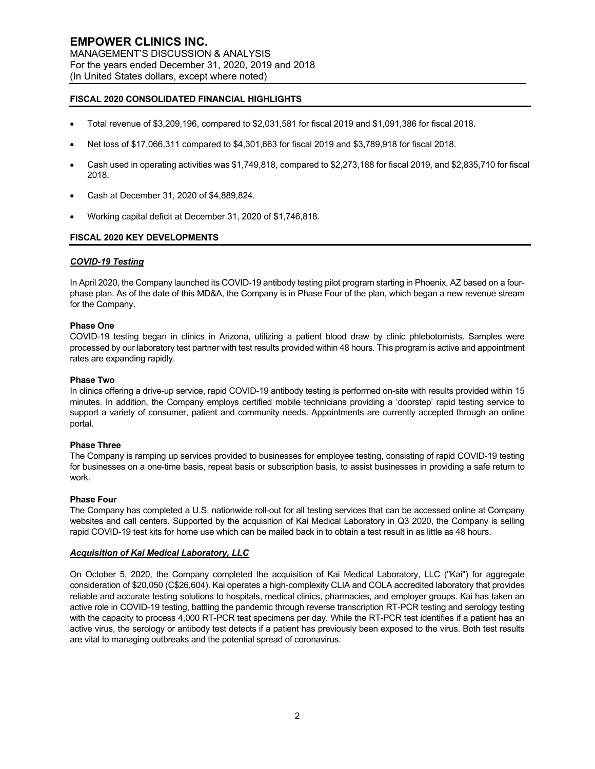## FISCAL 2020 CONSOLIDATED FINANCIAL HIGHLIGHTS

- Total revenue of $3,209,196, compared to $2,031,581 for fiscal 2019 and $1,091,386 for fiscal 2018.
- Net loss of $17,066,311 compared to $4,301,663 for fiscal 2019 and $3,789,918 for fiscal 2018.
- Cash used in operating activities was $1,749,818, compared to $2,273,188 for fiscal 2019, and $2,835,710 for fiscal 2018.
- Cash at December 31, 2020 of $4,889,824.
- Working capital deficit at December 31, 2020 of $1,746,818.

## FISCAL 2020 KEY DEVELOPMENTS

### ***COVID-19 Testing***

In April 2020, the Company launched its COVID-19 antibody testing pilot program starting in Phoenix, AZ based on a four-phase plan. As of the date of this MD&A, the Company is in Phase Four of the plan, which began a new revenue stream for the Company.

**Phase One**
COVID-19 testing began in clinics in Arizona, utilizing a patient blood draw by clinic phlebotomists. Samples were processed by our laboratory test partner with test results provided within 48 hours. This program is active and appointment rates are expanding rapidly.

**Phase Two**
In clinics offering a drive-up service, rapid COVID-19 antibody testing is performed on-site with results provided within 15 minutes. In addition, the Company employs certified mobile technicians providing a 'doorstep' rapid testing service to support a variety of consumer, patient and community needs. Appointments are currently accepted through an online portal.

**Phase Three**
The Company is ramping up services provided to businesses for employee testing, consisting of rapid COVID-19 testing for businesses on a one-time basis, repeat basis or subscription basis, to assist businesses in providing a safe return to work.

**Phase Four**
The Company has completed a U.S. nationwide roll-out for all testing services that can be accessed online at Company websites and call centers. Supported by the acquisition of Kai Medical Laboratory in Q3 2020, the Company is selling rapid COVID-19 test kits for home use which can be mailed back in to obtain a test result in as little as 48 hours.

### ***Acquisition of Kai Medical Laboratory, LLC***

On October 5, 2020, the Company completed the acquisition of Kai Medical Laboratory, LLC ("Kai") for aggregate consideration of $20,050 (C$26,604). Kai operates a high-complexity CLIA and COLA accredited laboratory that provides reliable and accurate testing solutions to hospitals, medical clinics, pharmacies, and employer groups. Kai has taken an active role in COVID-19 testing, battling the pandemic through reverse transcription RT-PCR testing and serology testing with the capacity to process 4,000 RT-PCR test specimens per day. While the RT-PCR test identifies if a patient has an active virus, the serology or antibody test detects if a patient has previously been exposed to the virus. Both test results are vital to managing outbreaks and the potential spread of coronavirus.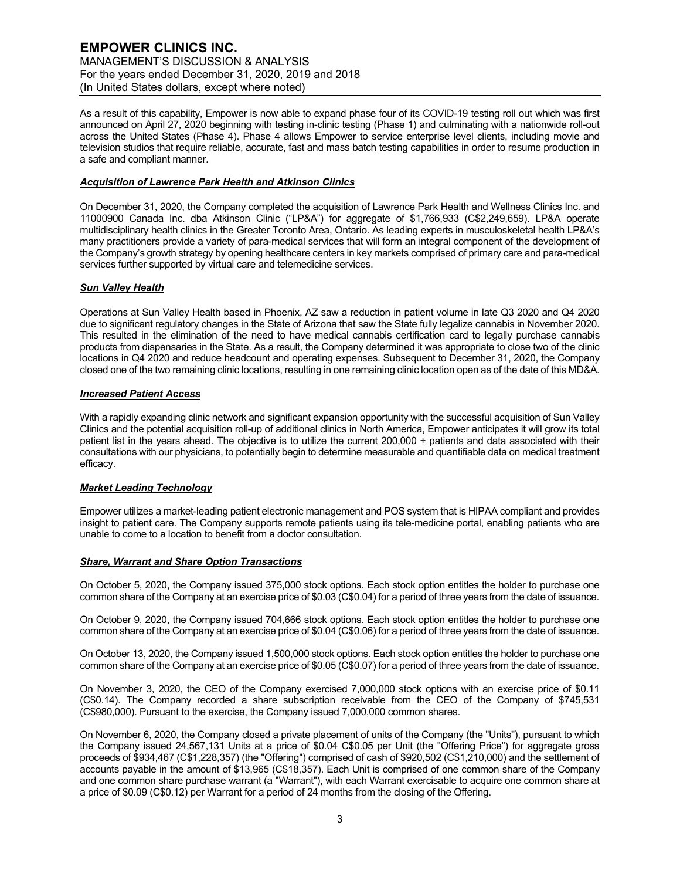As a result of this capability, Empower is now able to expand phase four of its COVID-19 testing roll out which was first announced on April 27, 2020 beginning with testing in-clinic testing (Phase 1) and culminating with a nationwide roll-out across the United States (Phase 4). Phase 4 allows Empower to service enterprise level clients, including movie and television studios that require reliable, accurate, fast and mass batch testing capabilities in order to resume production in a safe and compliant manner.

***Acquisition of Lawrence Park Health and Atkinson Clinics***

On December 31, 2020, the Company completed the acquisition of Lawrence Park Health and Wellness Clinics Inc. and 11000900 Canada Inc. dba Atkinson Clinic ("LP&A") for aggregate of $1,766,933 (C$2,249,659). LP&A operate multidisciplinary health clinics in the Greater Toronto Area, Ontario. As leading experts in musculoskeletal health LP&A's many practitioners provide a variety of para-medical services that will form an integral component of the development of the Company's growth strategy by opening healthcare centers in key markets comprised of primary care and para-medical services further supported by virtual care and telemedicine services.

***Sun Valley Health***

Operations at Sun Valley Health based in Phoenix, AZ saw a reduction in patient volume in late Q3 2020 and Q4 2020 due to significant regulatory changes in the State of Arizona that saw the State fully legalize cannabis in November 2020. This resulted in the elimination of the need to have medical cannabis certification card to legally purchase cannabis products from dispensaries in the State. As a result, the Company determined it was appropriate to close two of the clinic locations in Q4 2020 and reduce headcount and operating expenses. Subsequent to December 31, 2020, the Company closed one of the two remaining clinic locations, resulting in one remaining clinic location open as of the date of this MD&A.

***Increased Patient Access***

With a rapidly expanding clinic network and significant expansion opportunity with the successful acquisition of Sun Valley Clinics and the potential acquisition roll-up of additional clinics in North America, Empower anticipates it will grow its total patient list in the years ahead. The objective is to utilize the current 200,000 + patients and data associated with their consultations with our physicians, to potentially begin to determine measurable and quantifiable data on medical treatment efficacy.

***Market Leading Technology***

Empower utilizes a market-leading patient electronic management and POS system that is HIPAA compliant and provides insight to patient care. The Company supports remote patients using its tele-medicine portal, enabling patients who are unable to come to a location to benefit from a doctor consultation.

***Share, Warrant and Share Option Transactions***

On October 5, 2020, the Company issued 375,000 stock options. Each stock option entitles the holder to purchase one common share of the Company at an exercise price of $0.03 (C$0.04) for a period of three years from the date of issuance.

On October 9, 2020, the Company issued 704,666 stock options. Each stock option entitles the holder to purchase one common share of the Company at an exercise price of $0.04 (C$0.06) for a period of three years from the date of issuance.

On October 13, 2020, the Company issued 1,500,000 stock options. Each stock option entitles the holder to purchase one common share of the Company at an exercise price of $0.05 (C$0.07) for a period of three years from the date of issuance.

On November 3, 2020, the CEO of the Company exercised 7,000,000 stock options with an exercise price of $0.11 (C$0.14). The Company recorded a share subscription receivable from the CEO of the Company of $745,531 (C$980,000). Pursuant to the exercise, the Company issued 7,000,000 common shares.

On November 6, 2020, the Company closed a private placement of units of the Company (the "Units"), pursuant to which the Company issued 24,567,131 Units at a price of $0.04 C$0.05 per Unit (the "Offering Price") for aggregate gross proceeds of $934,467 (C$1,228,357) (the "Offering") comprised of cash of $920,502 (C$1,210,000) and the settlement of accounts payable in the amount of $13,965 (C$18,357). Each Unit is comprised of one common share of the Company and one common share purchase warrant (a "Warrant"), with each Warrant exercisable to acquire one common share at a price of $0.09 (C$0.12) per Warrant for a period of 24 months from the closing of the Offering.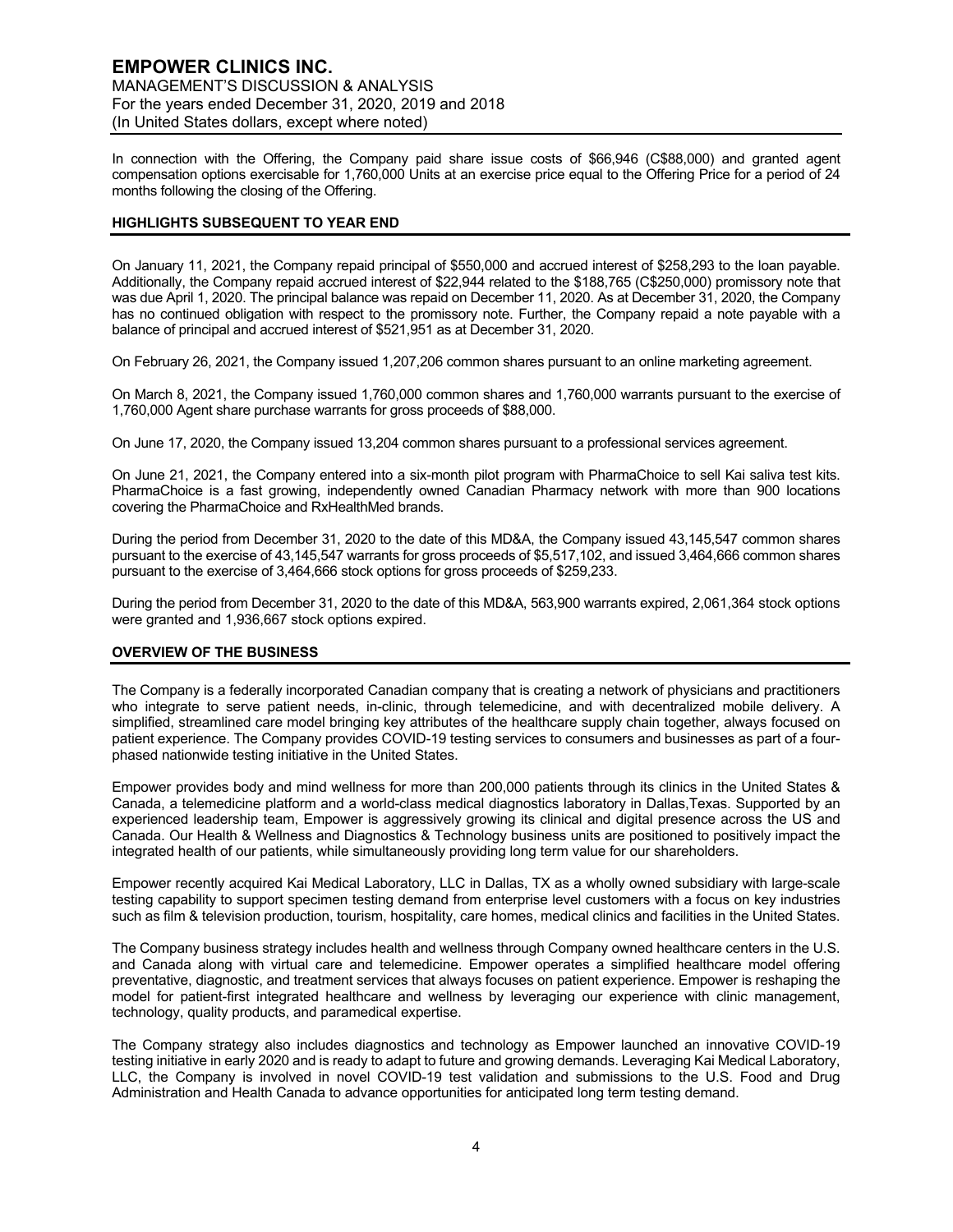In connection with the Offering, the Company paid share issue costs of $66,946 (C$88,000) and granted agent compensation options exercisable for 1,760,000 Units at an exercise price equal to the Offering Price for a period of 24 months following the closing of the Offering.

## HIGHLIGHTS SUBSEQUENT TO YEAR END

On January 11, 2021, the Company repaid principal of $550,000 and accrued interest of $258,293 to the loan payable. Additionally, the Company repaid accrued interest of $22,944 related to the $188,765 (C$250,000) promissory note that was due April 1, 2020. The principal balance was repaid on December 11, 2020. As at December 31, 2020, the Company has no continued obligation with respect to the promissory note. Further, the Company repaid a note payable with a balance of principal and accrued interest of $521,951 as at December 31, 2020.

On February 26, 2021, the Company issued 1,207,206 common shares pursuant to an online marketing agreement.

On March 8, 2021, the Company issued 1,760,000 common shares and 1,760,000 warrants pursuant to the exercise of 1,760,000 Agent share purchase warrants for gross proceeds of $88,000.

On June 17, 2020, the Company issued 13,204 common shares pursuant to a professional services agreement.

On June 21, 2021, the Company entered into a six-month pilot program with PharmaChoice to sell Kai saliva test kits. PharmaChoice is a fast growing, independently owned Canadian Pharmacy network with more than 900 locations covering the PharmaChoice and RxHealthMed brands.

During the period from December 31, 2020 to the date of this MD&A, the Company issued 43,145,547 common shares pursuant to the exercise of 43,145,547 warrants for gross proceeds of $5,517,102, and issued 3,464,666 common shares pursuant to the exercise of 3,464,666 stock options for gross proceeds of $259,233.

During the period from December 31, 2020 to the date of this MD&A, 563,900 warrants expired, 2,061,364 stock options were granted and 1,936,667 stock options expired.

## OVERVIEW OF THE BUSINESS

The Company is a federally incorporated Canadian company that is creating a network of physicians and practitioners who integrate to serve patient needs, in-clinic, through telemedicine, and with decentralized mobile delivery. A simplified, streamlined care model bringing key attributes of the healthcare supply chain together, always focused on patient experience. The Company provides COVID-19 testing services to consumers and businesses as part of a four-phased nationwide testing initiative in the United States.

Empower provides body and mind wellness for more than 200,000 patients through its clinics in the United States & Canada, a telemedicine platform and a world-class medical diagnostics laboratory in Dallas,Texas. Supported by an experienced leadership team, Empower is aggressively growing its clinical and digital presence across the US and Canada. Our Health & Wellness and Diagnostics & Technology business units are positioned to positively impact the integrated health of our patients, while simultaneously providing long term value for our shareholders.

Empower recently acquired Kai Medical Laboratory, LLC in Dallas, TX as a wholly owned subsidiary with large-scale testing capability to support specimen testing demand from enterprise level customers with a focus on key industries such as film & television production, tourism, hospitality, care homes, medical clinics and facilities in the United States.

The Company business strategy includes health and wellness through Company owned healthcare centers in the U.S. and Canada along with virtual care and telemedicine. Empower operates a simplified healthcare model offering preventative, diagnostic, and treatment services that always focuses on patient experience. Empower is reshaping the model for patient-first integrated healthcare and wellness by leveraging our experience with clinic management, technology, quality products, and paramedical expertise.

The Company strategy also includes diagnostics and technology as Empower launched an innovative COVID-19 testing initiative in early 2020 and is ready to adapt to future and growing demands. Leveraging Kai Medical Laboratory, LLC, the Company is involved in novel COVID-19 test validation and submissions to the U.S. Food and Drug Administration and Health Canada to advance opportunities for anticipated long term testing demand.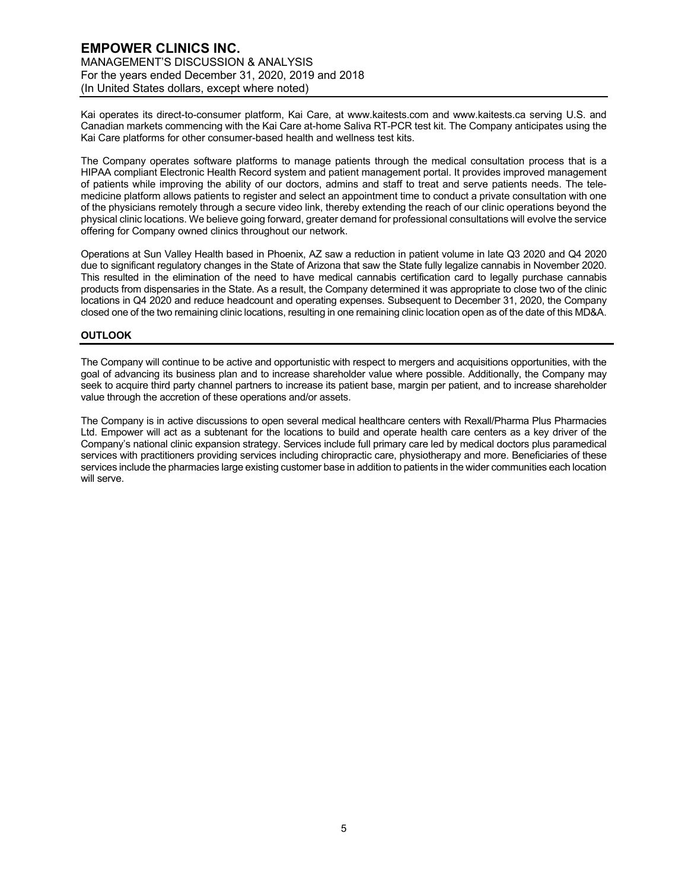Kai operates its direct-to-consumer platform, Kai Care, at www.kaitests.com and www.kaitests.ca serving U.S. and Canadian markets commencing with the Kai Care at-home Saliva RT-PCR test kit. The Company anticipates using the Kai Care platforms for other consumer-based health and wellness test kits.

The Company operates software platforms to manage patients through the medical consultation process that is a HIPAA compliant Electronic Health Record system and patient management portal. It provides improved management of patients while improving the ability of our doctors, admins and staff to treat and serve patients needs. The tele-medicine platform allows patients to register and select an appointment time to conduct a private consultation with one of the physicians remotely through a secure video link, thereby extending the reach of our clinic operations beyond the physical clinic locations. We believe going forward, greater demand for professional consultations will evolve the service offering for Company owned clinics throughout our network.

Operations at Sun Valley Health based in Phoenix, AZ saw a reduction in patient volume in late Q3 2020 and Q4 2020 due to significant regulatory changes in the State of Arizona that saw the State fully legalize cannabis in November 2020. This resulted in the elimination of the need to have medical cannabis certification card to legally purchase cannabis products from dispensaries in the State. As a result, the Company determined it was appropriate to close two of the clinic locations in Q4 2020 and reduce headcount and operating expenses. Subsequent to December 31, 2020, the Company closed one of the two remaining clinic locations, resulting in one remaining clinic location open as of the date of this MD&A.

## OUTLOOK

The Company will continue to be active and opportunistic with respect to mergers and acquisitions opportunities, with the goal of advancing its business plan and to increase shareholder value where possible. Additionally, the Company may seek to acquire third party channel partners to increase its patient base, margin per patient, and to increase shareholder value through the accretion of these operations and/or assets.

The Company is in active discussions to open several medical healthcare centers with Rexall/Pharma Plus Pharmacies Ltd. Empower will act as a subtenant for the locations to build and operate health care centers as a key driver of the Company's national clinic expansion strategy. Services include full primary care led by medical doctors plus paramedical services with practitioners providing services including chiropractic care, physiotherapy and more. Beneficiaries of these services include the pharmacies large existing customer base in addition to patients in the wider communities each location will serve.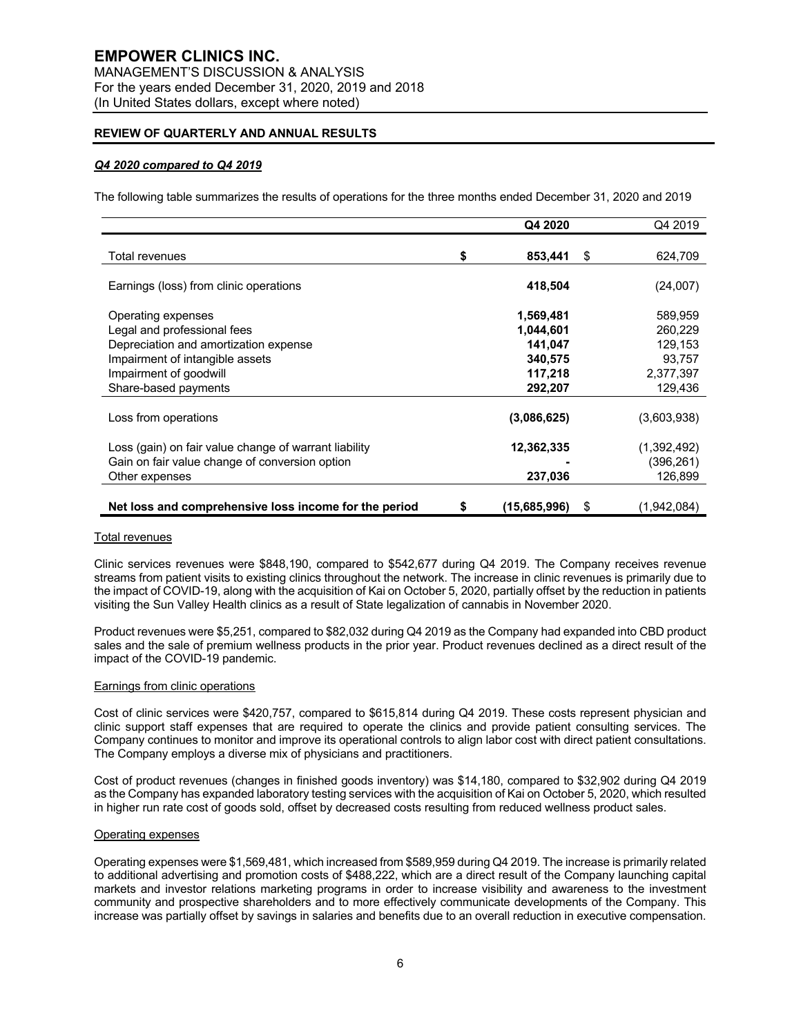**REVIEW OF QUARTERLY AND ANNUAL RESULTS**

***Q4 2020 compared to Q4 2019***

The following table summarizes the results of operations for the three months ended December 31, 2020 and 2019

| | Q4 2020 | Q4 2019 |
|---|---|---|
| Total revenues | $ 853,441 | $ 624,709 |
| Earnings (loss) from clinic operations | 418,504 | (24,007) |
| Operating expenses | 1,569,481 | 589,959 |
| Legal and professional fees | 1,044,601 | 260,229 |
| Depreciation and amortization expense | 141,047 | 129,153 |
| Impairment of intangible assets | 340,575 | 93,757 |
| Impairment of goodwill | 117,218 | 2,377,397 |
| Share-based payments | 292,207 | 129,436 |
| Loss from operations | (3,086,625) | (3,603,938) |
| Loss (gain) on fair value change of warrant liability | 12,362,335 | (1,392,492) |
| Gain on fair value change of conversion option | - | (396,261) |
| Other expenses | 237,036 | 126,899 |
| **Net loss and comprehensive loss income for the period** | **$ (15,685,996)** | $ (1,942,084) |

Total revenues

Clinic services revenues were $848,190, compared to $542,677 during Q4 2019. The Company receives revenue streams from patient visits to existing clinics throughout the network. The increase in clinic revenues is primarily due to the impact of COVID-19, along with the acquisition of Kai on October 5, 2020, partially offset by the reduction in patients visiting the Sun Valley Health clinics as a result of State legalization of cannabis in November 2020.

Product revenues were $5,251, compared to $82,032 during Q4 2019 as the Company had expanded into CBD product sales and the sale of premium wellness products in the prior year. Product revenues declined as a direct result of the impact of the COVID-19 pandemic.

Earnings from clinic operations

Cost of clinic services were $420,757, compared to $615,814 during Q4 2019. These costs represent physician and clinic support staff expenses that are required to operate the clinics and provide patient consulting services. The Company continues to monitor and improve its operational controls to align labor cost with direct patient consultations. The Company employs a diverse mix of physicians and practitioners.

Cost of product revenues (changes in finished goods inventory) was $14,180, compared to $32,902 during Q4 2019 as the Company has expanded laboratory testing services with the acquisition of Kai on October 5, 2020, which resulted in higher run rate cost of goods sold, offset by decreased costs resulting from reduced wellness product sales.

Operating expenses

Operating expenses were $1,569,481, which increased from $589,959 during Q4 2019. The increase is primarily related to additional advertising and promotion costs of $488,222, which are a direct result of the Company launching capital markets and investor relations marketing programs in order to increase visibility and awareness to the investment community and prospective shareholders and to more effectively communicate developments of the Company. This increase was partially offset by savings in salaries and benefits due to an overall reduction in executive compensation.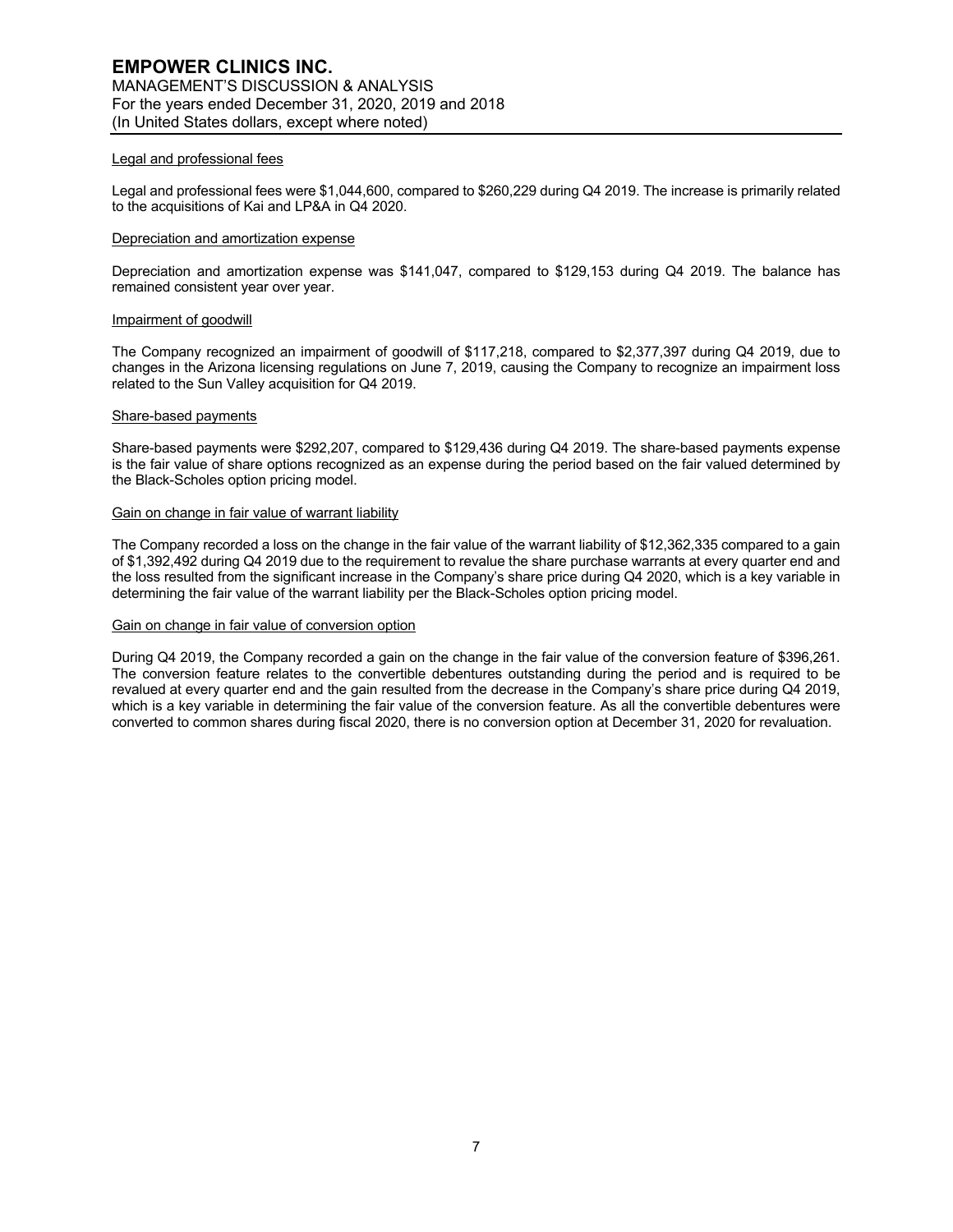Legal and professional fees

Legal and professional fees were $1,044,600, compared to $260,229 during Q4 2019. The increase is primarily related to the acquisitions of Kai and LP&A in Q4 2020.

Depreciation and amortization expense

Depreciation and amortization expense was $141,047, compared to $129,153 during Q4 2019. The balance has remained consistent year over year.

Impairment of goodwill

The Company recognized an impairment of goodwill of $117,218, compared to $2,377,397 during Q4 2019, due to changes in the Arizona licensing regulations on June 7, 2019, causing the Company to recognize an impairment loss related to the Sun Valley acquisition for Q4 2019.

Share-based payments

Share-based payments were $292,207, compared to $129,436 during Q4 2019. The share-based payments expense is the fair value of share options recognized as an expense during the period based on the fair valued determined by the Black-Scholes option pricing model.

Gain on change in fair value of warrant liability

The Company recorded a loss on the change in the fair value of the warrant liability of $12,362,335 compared to a gain of $1,392,492 during Q4 2019 due to the requirement to revalue the share purchase warrants at every quarter end and the loss resulted from the significant increase in the Company's share price during Q4 2020, which is a key variable in determining the fair value of the warrant liability per the Black-Scholes option pricing model.

Gain on change in fair value of conversion option

During Q4 2019, the Company recorded a gain on the change in the fair value of the conversion feature of $396,261. The conversion feature relates to the convertible debentures outstanding during the period and is required to be revalued at every quarter end and the gain resulted from the decrease in the Company's share price during Q4 2019, which is a key variable in determining the fair value of the conversion feature. As all the convertible debentures were converted to common shares during fiscal 2020, there is no conversion option at December 31, 2020 for revaluation.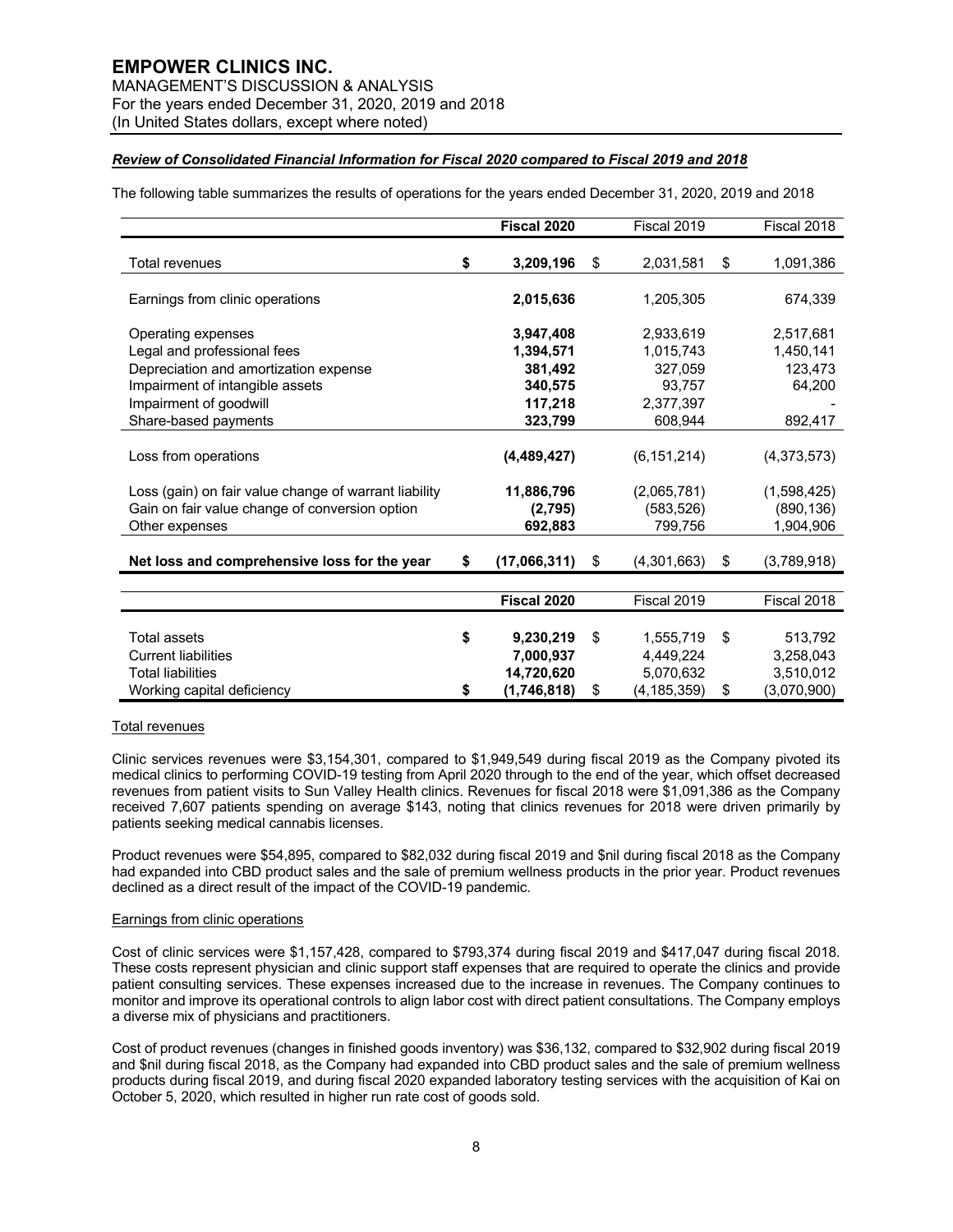***Review of Consolidated Financial Information for Fiscal 2020 compared to Fiscal 2019 and 2018***

The following table summarizes the results of operations for the years ended December 31, 2020, 2019 and 2018

| | **Fiscal 2020** | Fiscal 2019 | Fiscal 2018 |
|---|---|---|---|
| Total revenues | **$ 3,209,196** | $ 2,031,581 | $ 1,091,386 |
| Earnings from clinic operations | **2,015,636** | 1,205,305 | 674,339 |
| Operating expenses | **3,947,408** | 2,933,619 | 2,517,681 |
| Legal and professional fees | **1,394,571** | 1,015,743 | 1,450,141 |
| Depreciation and amortization expense | **381,492** | 327,059 | 123,473 |
| Impairment of intangible assets | **340,575** | 93,757 | 64,200 |
| Impairment of goodwill | **117,218** | 2,377,397 | - |
| Share-based payments | **323,799** | 608,944 | 892,417 |
| Loss from operations | **(4,489,427)** | (6,151,214) | (4,373,573) |
| Loss (gain) on fair value change of warrant liability | **11,886,796** | (2,065,781) | (1,598,425) |
| Gain on fair value change of conversion option | **(2,795)** | (583,526) | (890,136) |
| Other expenses | **692,883** | 799,756 | 1,904,906 |
| **Net loss and comprehensive loss for the year** | **$ (17,066,311)** | $ (4,301,663) | $ (3,789,918) |

| | **Fiscal 2020** | Fiscal 2019 | Fiscal 2018 |
|---|---|---|---|
| Total assets | **$ 9,230,219** | $ 1,555,719 | $ 513,792 |
| Current liabilities | **7,000,937** | 4,449,224 | 3,258,043 |
| Total liabilities | **14,720,620** | 5,070,632 | 3,510,012 |
| Working capital deficiency | **$ (1,746,818)** | $ (4,185,359) | $ (3,070,900) |

Total revenues

Clinic services revenues were $3,154,301, compared to $1,949,549 during fiscal 2019 as the Company pivoted its medical clinics to performing COVID-19 testing from April 2020 through to the end of the year, which offset decreased revenues from patient visits to Sun Valley Health clinics. Revenues for fiscal 2018 were $1,091,386 as the Company received 7,607 patients spending on average $143, noting that clinics revenues for 2018 were driven primarily by patients seeking medical cannabis licenses.

Product revenues were $54,895, compared to $82,032 during fiscal 2019 and $nil during fiscal 2018 as the Company had expanded into CBD product sales and the sale of premium wellness products in the prior year. Product revenues declined as a direct result of the impact of the COVID-19 pandemic.

Earnings from clinic operations

Cost of clinic services were $1,157,428, compared to $793,374 during fiscal 2019 and $417,047 during fiscal 2018. These costs represent physician and clinic support staff expenses that are required to operate the clinics and provide patient consulting services. These expenses increased due to the increase in revenues. The Company continues to monitor and improve its operational controls to align labor cost with direct patient consultations. The Company employs a diverse mix of physicians and practitioners.

Cost of product revenues (changes in finished goods inventory) was $36,132, compared to $32,902 during fiscal 2019 and $nil during fiscal 2018, as the Company had expanded into CBD product sales and the sale of premium wellness products during fiscal 2019, and during fiscal 2020 expanded laboratory testing services with the acquisition of Kai on October 5, 2020, which resulted in higher run rate cost of goods sold.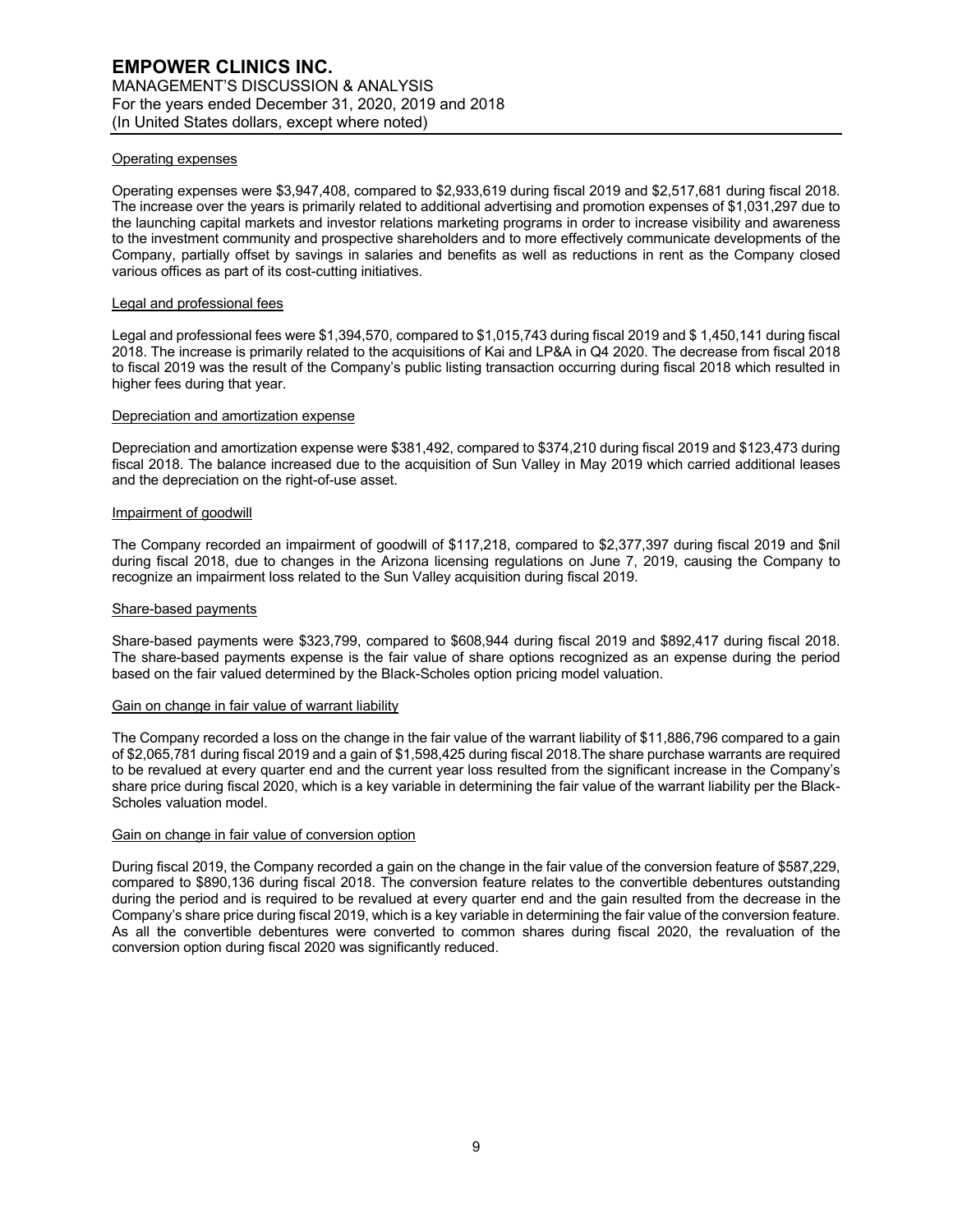### Operating expenses

Operating expenses were $3,947,408, compared to $2,933,619 during fiscal 2019 and $2,517,681 during fiscal 2018. The increase over the years is primarily related to additional advertising and promotion expenses of $1,031,297 due to the launching capital markets and investor relations marketing programs in order to increase visibility and awareness to the investment community and prospective shareholders and to more effectively communicate developments of the Company, partially offset by savings in salaries and benefits as well as reductions in rent as the Company closed various offices as part of its cost-cutting initiatives.

### Legal and professional fees

Legal and professional fees were $1,394,570, compared to $1,015,743 during fiscal 2019 and $ 1,450,141 during fiscal 2018. The increase is primarily related to the acquisitions of Kai and LP&A in Q4 2020. The decrease from fiscal 2018 to fiscal 2019 was the result of the Company's public listing transaction occurring during fiscal 2018 which resulted in higher fees during that year.

### Depreciation and amortization expense

Depreciation and amortization expense were $381,492, compared to $374,210 during fiscal 2019 and $123,473 during fiscal 2018. The balance increased due to the acquisition of Sun Valley in May 2019 which carried additional leases and the depreciation on the right-of-use asset.

### Impairment of goodwill

The Company recorded an impairment of goodwill of $117,218, compared to $2,377,397 during fiscal 2019 and $nil during fiscal 2018, due to changes in the Arizona licensing regulations on June 7, 2019, causing the Company to recognize an impairment loss related to the Sun Valley acquisition during fiscal 2019.

### Share-based payments

Share-based payments were $323,799, compared to $608,944 during fiscal 2019 and $892,417 during fiscal 2018. The share-based payments expense is the fair value of share options recognized as an expense during the period based on the fair valued determined by the Black-Scholes option pricing model valuation.

### Gain on change in fair value of warrant liability

The Company recorded a loss on the change in the fair value of the warrant liability of $11,886,796 compared to a gain of $2,065,781 during fiscal 2019 and a gain of $1,598,425 during fiscal 2018.The share purchase warrants are required to be revalued at every quarter end and the current year loss resulted from the significant increase in the Company's share price during fiscal 2020, which is a key variable in determining the fair value of the warrant liability per the Black-Scholes valuation model.

### Gain on change in fair value of conversion option

During fiscal 2019, the Company recorded a gain on the change in the fair value of the conversion feature of $587,229, compared to $890,136 during fiscal 2018. The conversion feature relates to the convertible debentures outstanding during the period and is required to be revalued at every quarter end and the gain resulted from the decrease in the Company's share price during fiscal 2019, which is a key variable in determining the fair value of the conversion feature. As all the convertible debentures were converted to common shares during fiscal 2020, the revaluation of the conversion option during fiscal 2020 was significantly reduced.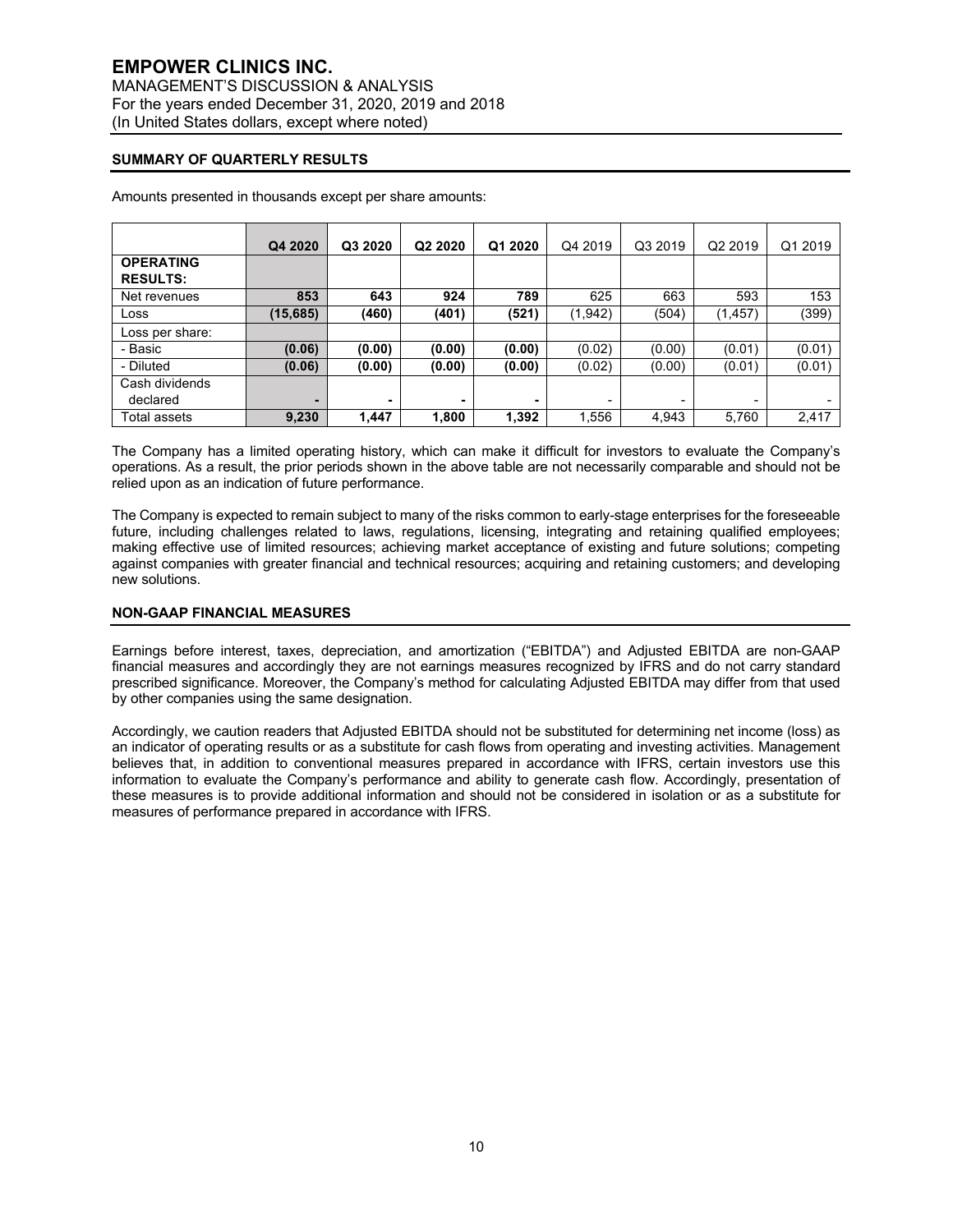# EMPOWER CLINICS INC.

MANAGEMENT'S DISCUSSION & ANALYSIS
For the years ended December 31, 2020, 2019 and 2018
(In United States dollars, except where noted)

## SUMMARY OF QUARTERLY RESULTS

Amounts presented in thousands except per share amounts:

| | Q4 2020 | Q3 2020 | Q2 2020 | Q1 2020 | Q4 2019 | Q3 2019 | Q2 2019 | Q1 2019 |
|---|---|---|---|---|---|---|---|---|
| **OPERATING RESULTS:** | | | | | | | | |
| Net revenues | **853** | **643** | **924** | **789** | 625 | 663 | 593 | 153 |
| Loss | **(15,685)** | **(460)** | **(401)** | **(521)** | (1,942) | (504) | (1,457) | (399) |
| Loss per share: | | | | | | | | |
| - Basic | **(0.06)** | **(0.00)** | **(0.00)** | **(0.00)** | (0.02) | (0.00) | (0.01) | (0.01) |
| - Diluted | **(0.06)** | **(0.00)** | **(0.00)** | **(0.00)** | (0.02) | (0.00) | (0.01) | (0.01) |
| Cash dividends declared | **-** | **-** | **-** | **-** | - | - | - | - |
| Total assets | **9,230** | **1,447** | **1,800** | **1,392** | 1,556 | 4,943 | 5,760 | 2,417 |

The Company has a limited operating history, which can make it difficult for investors to evaluate the Company's operations. As a result, the prior periods shown in the above table are not necessarily comparable and should not be relied upon as an indication of future performance.

The Company is expected to remain subject to many of the risks common to early-stage enterprises for the foreseeable future, including challenges related to laws, regulations, licensing, integrating and retaining qualified employees; making effective use of limited resources; achieving market acceptance of existing and future solutions; competing against companies with greater financial and technical resources; acquiring and retaining customers; and developing new solutions.

## NON-GAAP FINANCIAL MEASURES

Earnings before interest, taxes, depreciation, and amortization ("EBITDA") and Adjusted EBITDA are non-GAAP financial measures and accordingly they are not earnings measures recognized by IFRS and do not carry standard prescribed significance. Moreover, the Company's method for calculating Adjusted EBITDA may differ from that used by other companies using the same designation.

Accordingly, we caution readers that Adjusted EBITDA should not be substituted for determining net income (loss) as an indicator of operating results or as a substitute for cash flows from operating and investing activities. Management believes that, in addition to conventional measures prepared in accordance with IFRS, certain investors use this information to evaluate the Company's performance and ability to generate cash flow. Accordingly, presentation of these measures is to provide additional information and should not be considered in isolation or as a substitute for measures of performance prepared in accordance with IFRS.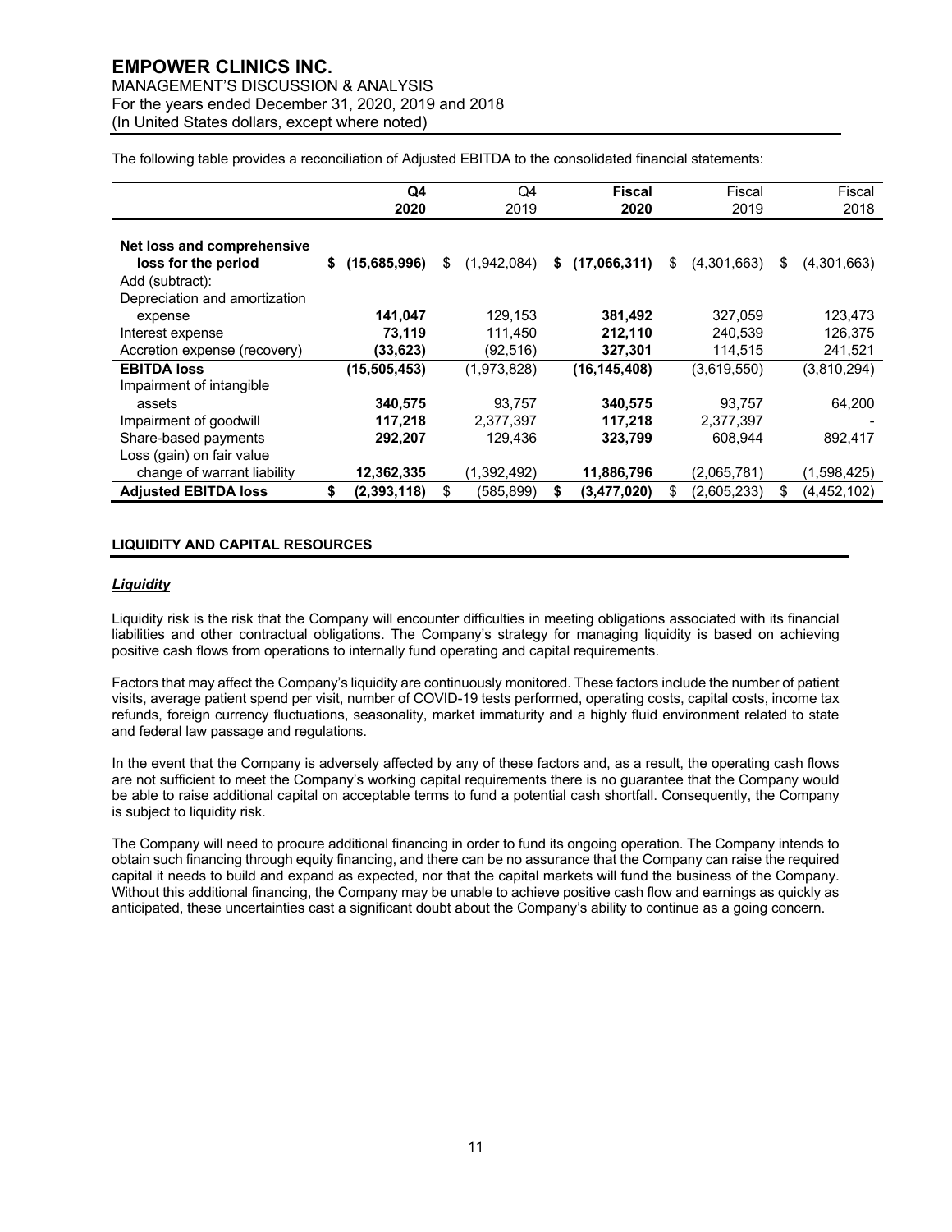The following table provides a reconciliation of Adjusted EBITDA to the consolidated financial statements:

| | **Q4 2020** | Q4 2019 | **Fiscal 2020** | Fiscal 2019 | Fiscal 2018 |
|---|---|---|---|---|---|
| **Net loss and comprehensive loss for the period** | **$ (15,685,996)** | $ (1,942,084) | **$ (17,066,311)** | $ (4,301,663) | $ (4,301,663) |
| Add (subtract): | | | | | |
| Depreciation and amortization expense | **141,047** | 129,153 | **381,492** | 327,059 | 123,473 |
| Interest expense | **73,119** | 111,450 | **212,110** | 240,539 | 126,375 |
| Accretion expense (recovery) | **(33,623)** | (92,516) | **327,301** | 114,515 | 241,521 |
| **EBITDA loss** | **(15,505,453)** | (1,973,828) | **(16,145,408)** | (3,619,550) | (3,810,294) |
| Impairment of intangible assets | **340,575** | 93,757 | **340,575** | 93,757 | 64,200 |
| Impairment of goodwill | **117,218** | 2,377,397 | **117,218** | 2,377,397 | - |
| Share-based payments | **292,207** | 129,436 | **323,799** | 608,944 | 892,417 |
| Loss (gain) on fair value change of warrant liability | **12,362,335** | (1,392,492) | **11,886,796** | (2,065,781) | (1,598,425) |
| **Adjusted EBITDA loss** | **$ (2,393,118)** | $ (585,899) | **$ (3,477,020)** | $ (2,605,233) | $ (4,452,102) |

## LIQUIDITY AND CAPITAL RESOURCES

### ***Liquidity***

Liquidity risk is the risk that the Company will encounter difficulties in meeting obligations associated with its financial liabilities and other contractual obligations. The Company's strategy for managing liquidity is based on achieving positive cash flows from operations to internally fund operating and capital requirements.

Factors that may affect the Company's liquidity are continuously monitored. These factors include the number of patient visits, average patient spend per visit, number of COVID-19 tests performed, operating costs, capital costs, income tax refunds, foreign currency fluctuations, seasonality, market immaturity and a highly fluid environment related to state and federal law passage and regulations.

In the event that the Company is adversely affected by any of these factors and, as a result, the operating cash flows are not sufficient to meet the Company's working capital requirements there is no guarantee that the Company would be able to raise additional capital on acceptable terms to fund a potential cash shortfall. Consequently, the Company is subject to liquidity risk.

The Company will need to procure additional financing in order to fund its ongoing operation. The Company intends to obtain such financing through equity financing, and there can be no assurance that the Company can raise the required capital it needs to build and expand as expected, nor that the capital markets will fund the business of the Company. Without this additional financing, the Company may be unable to achieve positive cash flow and earnings as quickly as anticipated, these uncertainties cast a significant doubt about the Company's ability to continue as a going concern.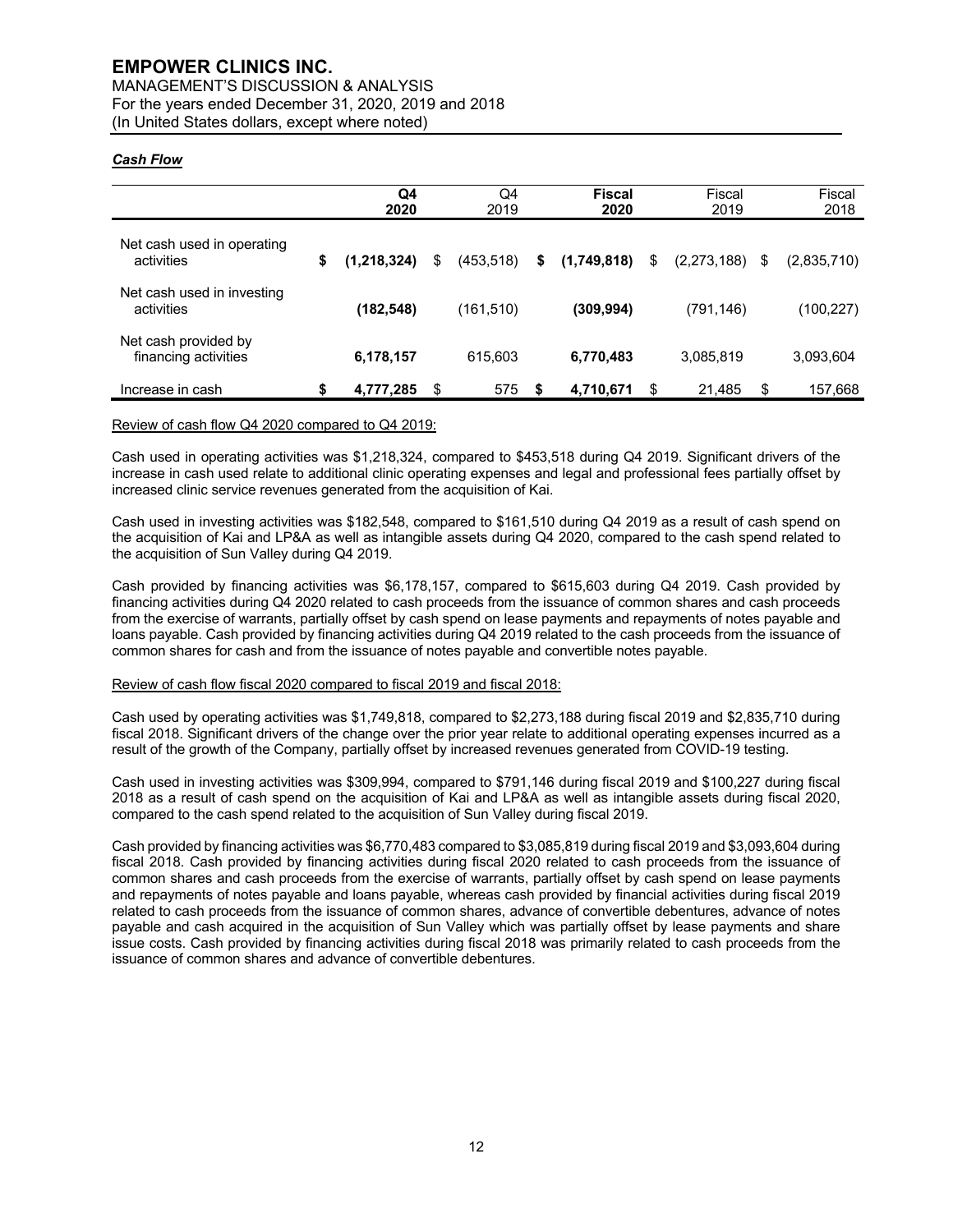### *Cash Flow*

| | Q4 2020 | Q4 2019 | Fiscal 2020 | Fiscal 2019 | Fiscal 2018 |
|---|---|---|---|---|---|
| Net cash used in operating activities | **$ (1,218,324)** | $ (453,518) | **$ (1,749,818)** | $ (2,273,188) | $ (2,835,710) |
| Net cash used in investing activities | **(182,548)** | (161,510) | **(309,994)** | (791,146) | (100,227) |
| Net cash provided by financing activities | **6,178,157** | 615,603 | **6,770,483** | 3,085,819 | 3,093,604 |
| Increase in cash | **$ 4,777,285** | $ 575 | **$ 4,710,671** | $ 21,485 | $ 157,668 |

Review of cash flow Q4 2020 compared to Q4 2019:

Cash used in operating activities was $1,218,324, compared to $453,518 during Q4 2019. Significant drivers of the increase in cash used relate to additional clinic operating expenses and legal and professional fees partially offset by increased clinic service revenues generated from the acquisition of Kai.

Cash used in investing activities was $182,548, compared to $161,510 during Q4 2019 as a result of cash spend on the acquisition of Kai and LP&A as well as intangible assets during Q4 2020, compared to the cash spend related to the acquisition of Sun Valley during Q4 2019.

Cash provided by financing activities was $6,178,157, compared to $615,603 during Q4 2019. Cash provided by financing activities during Q4 2020 related to cash proceeds from the issuance of common shares and cash proceeds from the exercise of warrants, partially offset by cash spend on lease payments and repayments of notes payable and loans payable. Cash provided by financing activities during Q4 2019 related to the cash proceeds from the issuance of common shares for cash and from the issuance of notes payable and convertible notes payable.

Review of cash flow fiscal 2020 compared to fiscal 2019 and fiscal 2018:

Cash used by operating activities was $1,749,818, compared to $2,273,188 during fiscal 2019 and $2,835,710 during fiscal 2018. Significant drivers of the change over the prior year relate to additional operating expenses incurred as a result of the growth of the Company, partially offset by increased revenues generated from COVID-19 testing.

Cash used in investing activities was $309,994, compared to $791,146 during fiscal 2019 and $100,227 during fiscal 2018 as a result of cash spend on the acquisition of Kai and LP&A as well as intangible assets during fiscal 2020, compared to the cash spend related to the acquisition of Sun Valley during fiscal 2019.

Cash provided by financing activities was $6,770,483 compared to $3,085,819 during fiscal 2019 and $3,093,604 during fiscal 2018. Cash provided by financing activities during fiscal 2020 related to cash proceeds from the issuance of common shares and cash proceeds from the exercise of warrants, partially offset by cash spend on lease payments and repayments of notes payable and loans payable, whereas cash provided by financial activities during fiscal 2019 related to cash proceeds from the issuance of common shares, advance of convertible debentures, advance of notes payable and cash acquired in the acquisition of Sun Valley which was partially offset by lease payments and share issue costs. Cash provided by financing activities during fiscal 2018 was primarily related to cash proceeds from the issuance of common shares and advance of convertible debentures.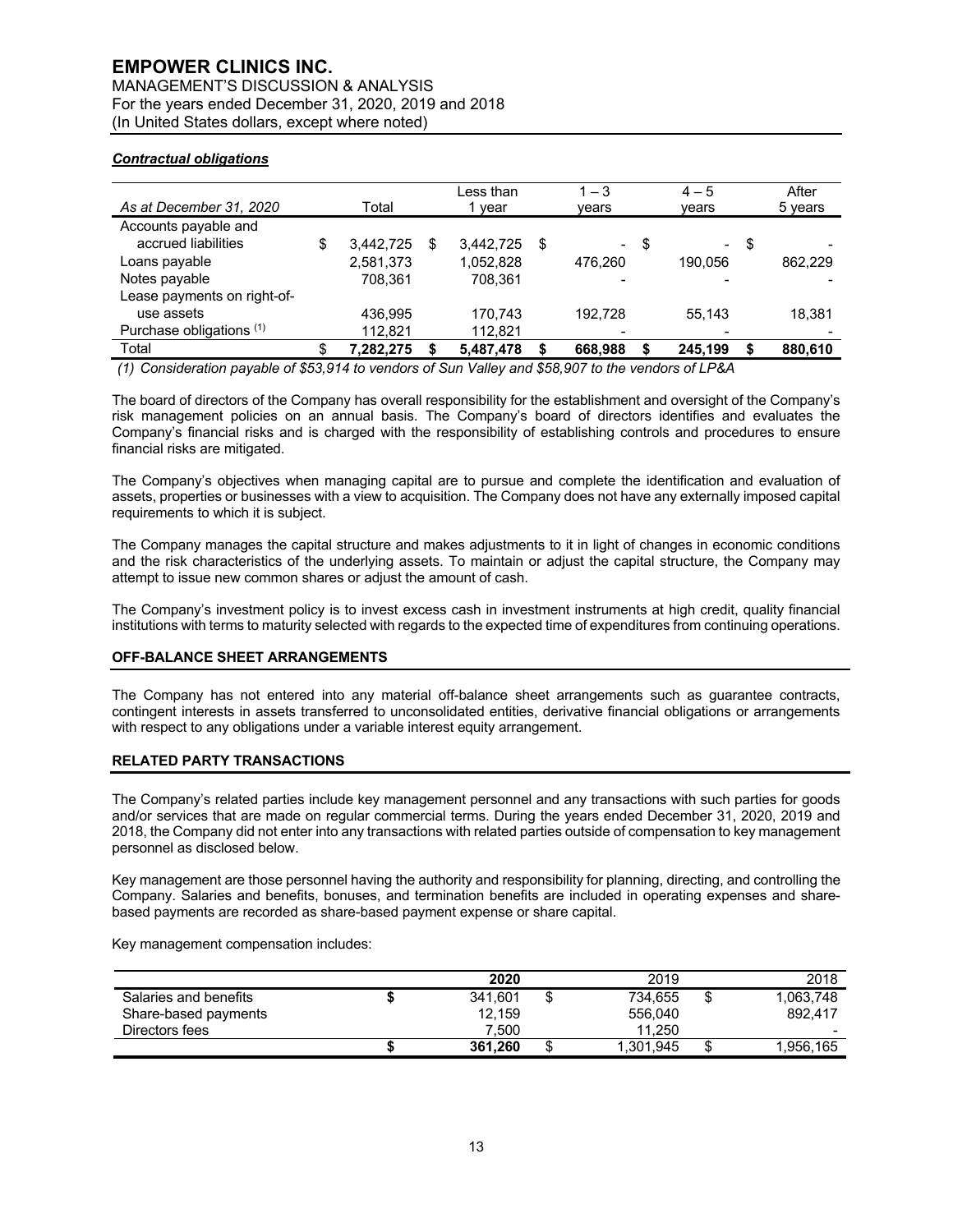### *Contractual obligations*

| As at December 31, 2020 | Total | Less than 1 year | 1 – 3 years | 4 – 5 years | After 5 years |
|---|---|---|---|---|---|
| Accounts payable and accrued liabilities | $ 3,442,725 | $ 3,442,725 | $ - | $ - | $ - |
| Loans payable | 2,581,373 | 1,052,828 | 476,260 | 190,056 | 862,229 |
| Notes payable | 708,361 | 708,361 | - | - | - |
| Lease payments on right-of-use assets | 436,995 | 170,743 | 192,728 | 55,143 | 18,381 |
| Purchase obligations [(1)] | 112,821 | 112,821 | - | - | - |
| Total | $ **7,282,275** | **$ 5,487,478** | **$ 668,988** | **$ 245,199** | **$ 880,610** |

*(1) Consideration payable of $53,914 to vendors of Sun Valley and $58,907 to the vendors of LP&A*

The board of directors of the Company has overall responsibility for the establishment and oversight of the Company's risk management policies on an annual basis. The Company's board of directors identifies and evaluates the Company's financial risks and is charged with the responsibility of establishing controls and procedures to ensure financial risks are mitigated.

The Company's objectives when managing capital are to pursue and complete the identification and evaluation of assets, properties or businesses with a view to acquisition. The Company does not have any externally imposed capital requirements to which it is subject.

The Company manages the capital structure and makes adjustments to it in light of changes in economic conditions and the risk characteristics of the underlying assets. To maintain or adjust the capital structure, the Company may attempt to issue new common shares or adjust the amount of cash.

The Company's investment policy is to invest excess cash in investment instruments at high credit, quality financial institutions with terms to maturity selected with regards to the expected time of expenditures from continuing operations.

## OFF-BALANCE SHEET ARRANGEMENTS

The Company has not entered into any material off-balance sheet arrangements such as guarantee contracts, contingent interests in assets transferred to unconsolidated entities, derivative financial obligations or arrangements with respect to any obligations under a variable interest equity arrangement.

## RELATED PARTY TRANSACTIONS

The Company's related parties include key management personnel and any transactions with such parties for goods and/or services that are made on regular commercial terms. During the years ended December 31, 2020, 2019 and 2018, the Company did not enter into any transactions with related parties outside of compensation to key management personnel as disclosed below.

Key management are those personnel having the authority and responsibility for planning, directing, and controlling the Company. Salaries and benefits, bonuses, and termination benefits are included in operating expenses and share-based payments are recorded as share-based payment expense or share capital.

Key management compensation includes:

| | **2020** | 2019 | 2018 |
|---|---|---|---|
| Salaries and benefits | **$ 341,601** | $ 734,655 | $ 1,063,748 |
| Share-based payments | **12,159** | 556,040 | 892,417 |
| Directors fees | **7,500** | 11,250 | - |
| | **$ 361,260** | $ 1,301,945 | $ 1,956,165 |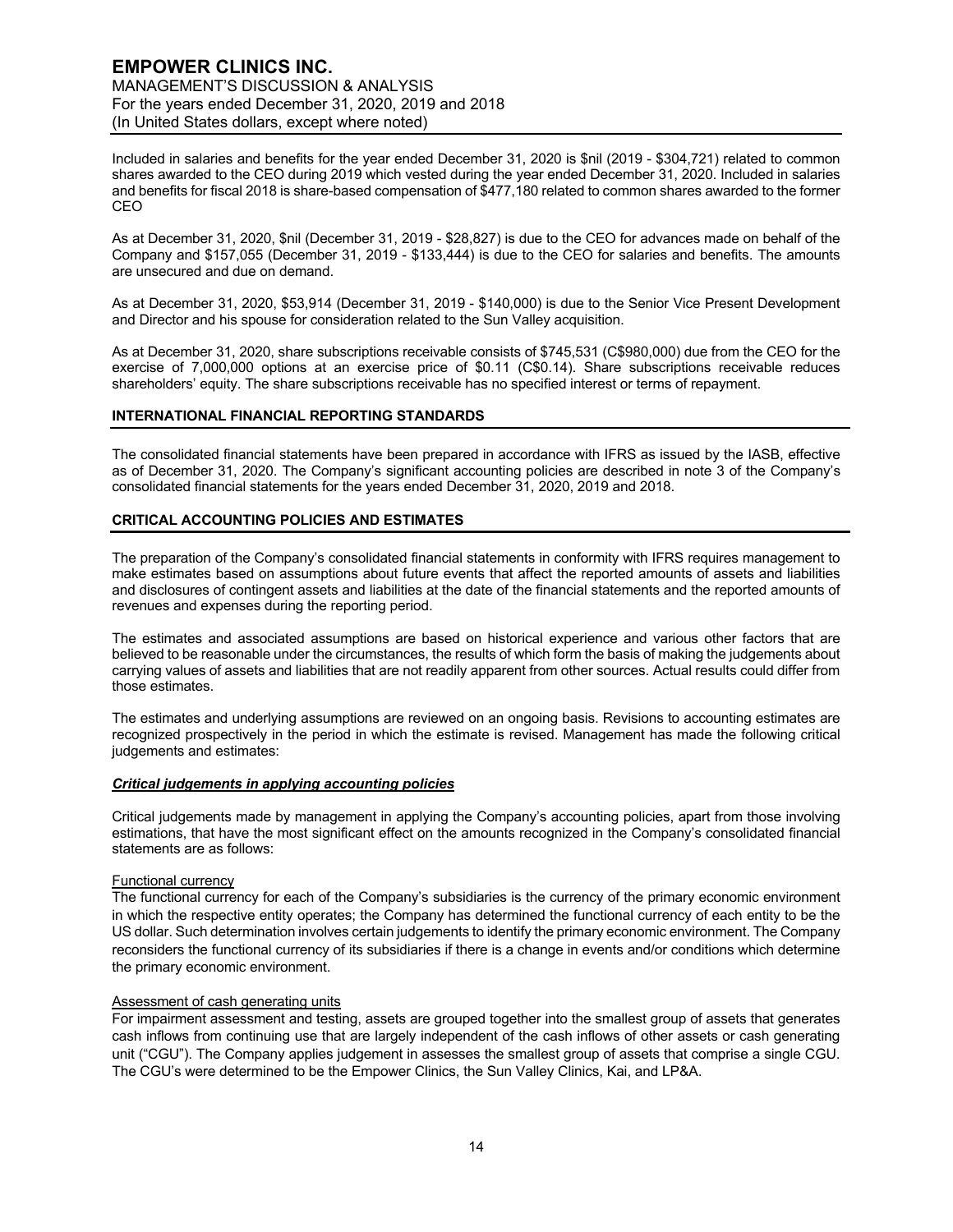Included in salaries and benefits for the year ended December 31, 2020 is $nil (2019 - $304,721) related to common shares awarded to the CEO during 2019 which vested during the year ended December 31, 2020. Included in salaries and benefits for fiscal 2018 is share-based compensation of $477,180 related to common shares awarded to the former CEO

As at December 31, 2020, $nil (December 31, 2019 - $28,827) is due to the CEO for advances made on behalf of the Company and $157,055 (December 31, 2019 - $133,444) is due to the CEO for salaries and benefits. The amounts are unsecured and due on demand.

As at December 31, 2020, $53,914 (December 31, 2019 - $140,000) is due to the Senior Vice Present Development and Director and his spouse for consideration related to the Sun Valley acquisition.

As at December 31, 2020, share subscriptions receivable consists of $745,531 (C$980,000) due from the CEO for the exercise of 7,000,000 options at an exercise price of $0.11 (C$0.14). Share subscriptions receivable reduces shareholders' equity. The share subscriptions receivable has no specified interest or terms of repayment.

## INTERNATIONAL FINANCIAL REPORTING STANDARDS

The consolidated financial statements have been prepared in accordance with IFRS as issued by the IASB, effective as of December 31, 2020. The Company's significant accounting policies are described in note 3 of the Company's consolidated financial statements for the years ended December 31, 2020, 2019 and 2018.

## CRITICAL ACCOUNTING POLICIES AND ESTIMATES

The preparation of the Company's consolidated financial statements in conformity with IFRS requires management to make estimates based on assumptions about future events that affect the reported amounts of assets and liabilities and disclosures of contingent assets and liabilities at the date of the financial statements and the reported amounts of revenues and expenses during the reporting period.

The estimates and associated assumptions are based on historical experience and various other factors that are believed to be reasonable under the circumstances, the results of which form the basis of making the judgements about carrying values of assets and liabilities that are not readily apparent from other sources. Actual results could differ from those estimates.

The estimates and underlying assumptions are reviewed on an ongoing basis. Revisions to accounting estimates are recognized prospectively in the period in which the estimate is revised. Management has made the following critical judgements and estimates:

### ***Critical judgements in applying accounting policies***

Critical judgements made by management in applying the Company's accounting policies, apart from those involving estimations, that have the most significant effect on the amounts recognized in the Company's consolidated financial statements are as follows:

Functional currency

The functional currency for each of the Company's subsidiaries is the currency of the primary economic environment in which the respective entity operates; the Company has determined the functional currency of each entity to be the US dollar. Such determination involves certain judgements to identify the primary economic environment. The Company reconsiders the functional currency of its subsidiaries if there is a change in events and/or conditions which determine the primary economic environment.

Assessment of cash generating units

For impairment assessment and testing, assets are grouped together into the smallest group of assets that generates cash inflows from continuing use that are largely independent of the cash inflows of other assets or cash generating unit ("CGU"). The Company applies judgement in assesses the smallest group of assets that comprise a single CGU. The CGU's were determined to be the Empower Clinics, the Sun Valley Clinics, Kai, and LP&A.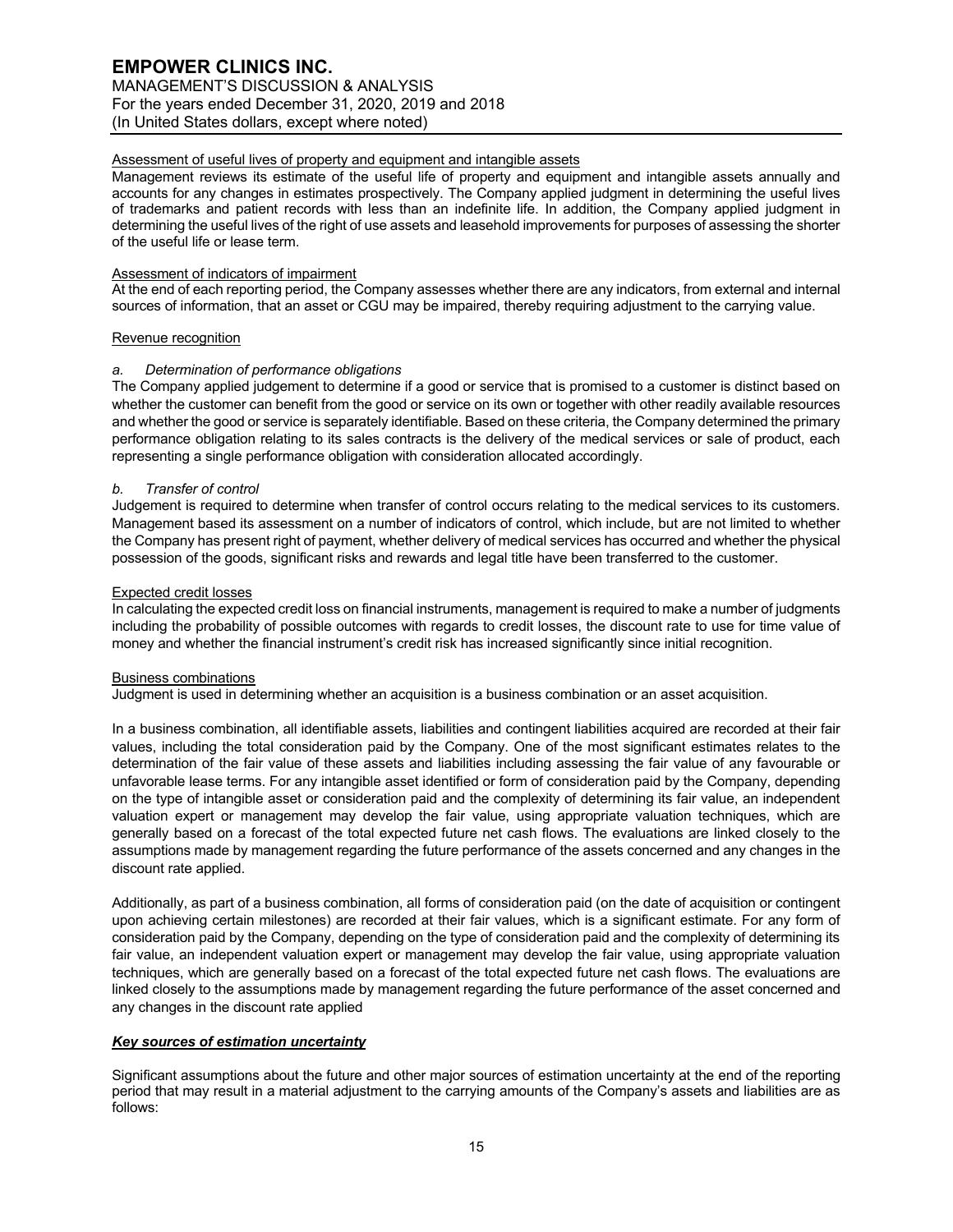Assessment of useful lives of property and equipment and intangible assets

Management reviews its estimate of the useful life of property and equipment and intangible assets annually and accounts for any changes in estimates prospectively. The Company applied judgment in determining the useful lives of trademarks and patient records with less than an indefinite life. In addition, the Company applied judgment in determining the useful lives of the right of use assets and leasehold improvements for purposes of assessing the shorter of the useful life or lease term.

Assessment of indicators of impairment

At the end of each reporting period, the Company assesses whether there are any indicators, from external and internal sources of information, that an asset or CGU may be impaired, thereby requiring adjustment to the carrying value.

Revenue recognition

*a. Determination of performance obligations*

The Company applied judgement to determine if a good or service that is promised to a customer is distinct based on whether the customer can benefit from the good or service on its own or together with other readily available resources and whether the good or service is separately identifiable. Based on these criteria, the Company determined the primary performance obligation relating to its sales contracts is the delivery of the medical services or sale of product, each representing a single performance obligation with consideration allocated accordingly.

*b. Transfer of control*

Judgement is required to determine when transfer of control occurs relating to the medical services to its customers. Management based its assessment on a number of indicators of control, which include, but are not limited to whether the Company has present right of payment, whether delivery of medical services has occurred and whether the physical possession of the goods, significant risks and rewards and legal title have been transferred to the customer.

Expected credit losses

In calculating the expected credit loss on financial instruments, management is required to make a number of judgments including the probability of possible outcomes with regards to credit losses, the discount rate to use for time value of money and whether the financial instrument's credit risk has increased significantly since initial recognition.

Business combinations

Judgment is used in determining whether an acquisition is a business combination or an asset acquisition.

In a business combination, all identifiable assets, liabilities and contingent liabilities acquired are recorded at their fair values, including the total consideration paid by the Company. One of the most significant estimates relates to the determination of the fair value of these assets and liabilities including assessing the fair value of any favourable or unfavorable lease terms. For any intangible asset identified or form of consideration paid by the Company, depending on the type of intangible asset or consideration paid and the complexity of determining its fair value, an independent valuation expert or management may develop the fair value, using appropriate valuation techniques, which are generally based on a forecast of the total expected future net cash flows. The evaluations are linked closely to the assumptions made by management regarding the future performance of the assets concerned and any changes in the discount rate applied.

Additionally, as part of a business combination, all forms of consideration paid (on the date of acquisition or contingent upon achieving certain milestones) are recorded at their fair values, which is a significant estimate. For any form of consideration paid by the Company, depending on the type of consideration paid and the complexity of determining its fair value, an independent valuation expert or management may develop the fair value, using appropriate valuation techniques, which are generally based on a forecast of the total expected future net cash flows. The evaluations are linked closely to the assumptions made by management regarding the future performance of the asset concerned and any changes in the discount rate applied

***Key sources of estimation uncertainty***

Significant assumptions about the future and other major sources of estimation uncertainty at the end of the reporting period that may result in a material adjustment to the carrying amounts of the Company's assets and liabilities are as follows: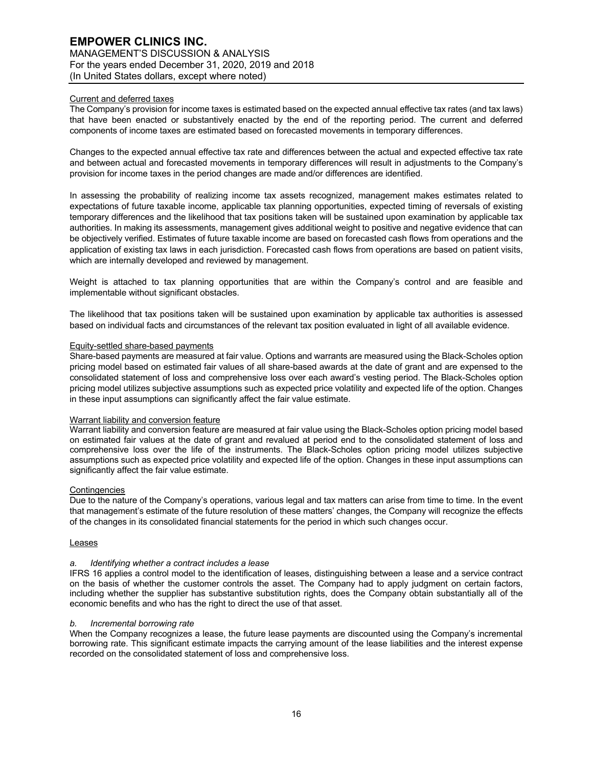Current and deferred taxes

The Company's provision for income taxes is estimated based on the expected annual effective tax rates (and tax laws) that have been enacted or substantively enacted by the end of the reporting period. The current and deferred components of income taxes are estimated based on forecasted movements in temporary differences.

Changes to the expected annual effective tax rate and differences between the actual and expected effective tax rate and between actual and forecasted movements in temporary differences will result in adjustments to the Company's provision for income taxes in the period changes are made and/or differences are identified.

In assessing the probability of realizing income tax assets recognized, management makes estimates related to expectations of future taxable income, applicable tax planning opportunities, expected timing of reversals of existing temporary differences and the likelihood that tax positions taken will be sustained upon examination by applicable tax authorities. In making its assessments, management gives additional weight to positive and negative evidence that can be objectively verified. Estimates of future taxable income are based on forecasted cash flows from operations and the application of existing tax laws in each jurisdiction. Forecasted cash flows from operations are based on patient visits, which are internally developed and reviewed by management.

Weight is attached to tax planning opportunities that are within the Company's control and are feasible and implementable without significant obstacles.

The likelihood that tax positions taken will be sustained upon examination by applicable tax authorities is assessed based on individual facts and circumstances of the relevant tax position evaluated in light of all available evidence.

Equity-settled share-based payments

Share-based payments are measured at fair value. Options and warrants are measured using the Black-Scholes option pricing model based on estimated fair values of all share-based awards at the date of grant and are expensed to the consolidated statement of loss and comprehensive loss over each award's vesting period. The Black-Scholes option pricing model utilizes subjective assumptions such as expected price volatility and expected life of the option. Changes in these input assumptions can significantly affect the fair value estimate.

Warrant liability and conversion feature

Warrant liability and conversion feature are measured at fair value using the Black-Scholes option pricing model based on estimated fair values at the date of grant and revalued at period end to the consolidated statement of loss and comprehensive loss over the life of the instruments. The Black-Scholes option pricing model utilizes subjective assumptions such as expected price volatility and expected life of the option. Changes in these input assumptions can significantly affect the fair value estimate.

Contingencies

Due to the nature of the Company's operations, various legal and tax matters can arise from time to time. In the event that management's estimate of the future resolution of these matters' changes, the Company will recognize the effects of the changes in its consolidated financial statements for the period in which such changes occur.

Leases

*a. Identifying whether a contract includes a lease*

IFRS 16 applies a control model to the identification of leases, distinguishing between a lease and a service contract on the basis of whether the customer controls the asset. The Company had to apply judgment on certain factors, including whether the supplier has substantive substitution rights, does the Company obtain substantially all of the economic benefits and who has the right to direct the use of that asset.

*b. Incremental borrowing rate*

When the Company recognizes a lease, the future lease payments are discounted using the Company's incremental borrowing rate. This significant estimate impacts the carrying amount of the lease liabilities and the interest expense recorded on the consolidated statement of loss and comprehensive loss.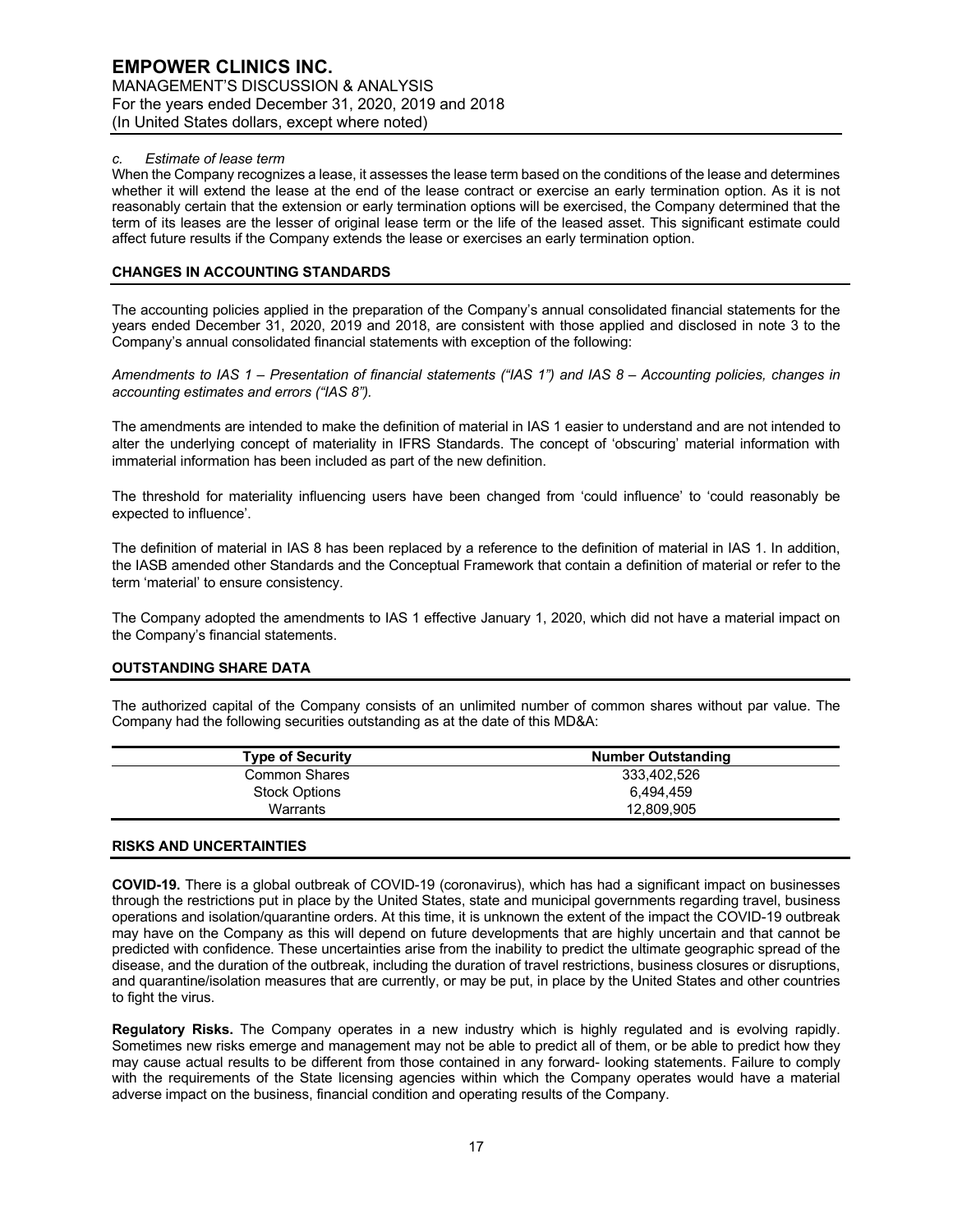*c. Estimate of lease term*

When the Company recognizes a lease, it assesses the lease term based on the conditions of the lease and determines whether it will extend the lease at the end of the lease contract or exercise an early termination option. As it is not reasonably certain that the extension or early termination options will be exercised, the Company determined that the term of its leases are the lesser of original lease term or the life of the leased asset. This significant estimate could affect future results if the Company extends the lease or exercises an early termination option.

## CHANGES IN ACCOUNTING STANDARDS

The accounting policies applied in the preparation of the Company's annual consolidated financial statements for the years ended December 31, 2020, 2019 and 2018, are consistent with those applied and disclosed in note 3 to the Company's annual consolidated financial statements with exception of the following:

*Amendments to IAS 1 – Presentation of financial statements ("IAS 1") and IAS 8 – Accounting policies, changes in accounting estimates and errors ("IAS 8").*

The amendments are intended to make the definition of material in IAS 1 easier to understand and are not intended to alter the underlying concept of materiality in IFRS Standards. The concept of 'obscuring' material information with immaterial information has been included as part of the new definition.

The threshold for materiality influencing users have been changed from 'could influence' to 'could reasonably be expected to influence'.

The definition of material in IAS 8 has been replaced by a reference to the definition of material in IAS 1. In addition, the IASB amended other Standards and the Conceptual Framework that contain a definition of material or refer to the term 'material' to ensure consistency.

The Company adopted the amendments to IAS 1 effective January 1, 2020, which did not have a material impact on the Company's financial statements.

## OUTSTANDING SHARE DATA

The authorized capital of the Company consists of an unlimited number of common shares without par value. The Company had the following securities outstanding as at the date of this MD&A:

| Type of Security | Number Outstanding |
|---|---|
| Common Shares | 333,402,526 |
| Stock Options | 6,494,459 |
| Warrants | 12,809,905 |

## RISKS AND UNCERTAINTIES

**COVID-19.** There is a global outbreak of COVID-19 (coronavirus), which has had a significant impact on businesses through the restrictions put in place by the United States, state and municipal governments regarding travel, business operations and isolation/quarantine orders. At this time, it is unknown the extent of the impact the COVID-19 outbreak may have on the Company as this will depend on future developments that are highly uncertain and that cannot be predicted with confidence. These uncertainties arise from the inability to predict the ultimate geographic spread of the disease, and the duration of the outbreak, including the duration of travel restrictions, business closures or disruptions, and quarantine/isolation measures that are currently, or may be put, in place by the United States and other countries to fight the virus.

**Regulatory Risks.** The Company operates in a new industry which is highly regulated and is evolving rapidly. Sometimes new risks emerge and management may not be able to predict all of them, or be able to predict how they may cause actual results to be different from those contained in any forward- looking statements. Failure to comply with the requirements of the State licensing agencies within which the Company operates would have a material adverse impact on the business, financial condition and operating results of the Company.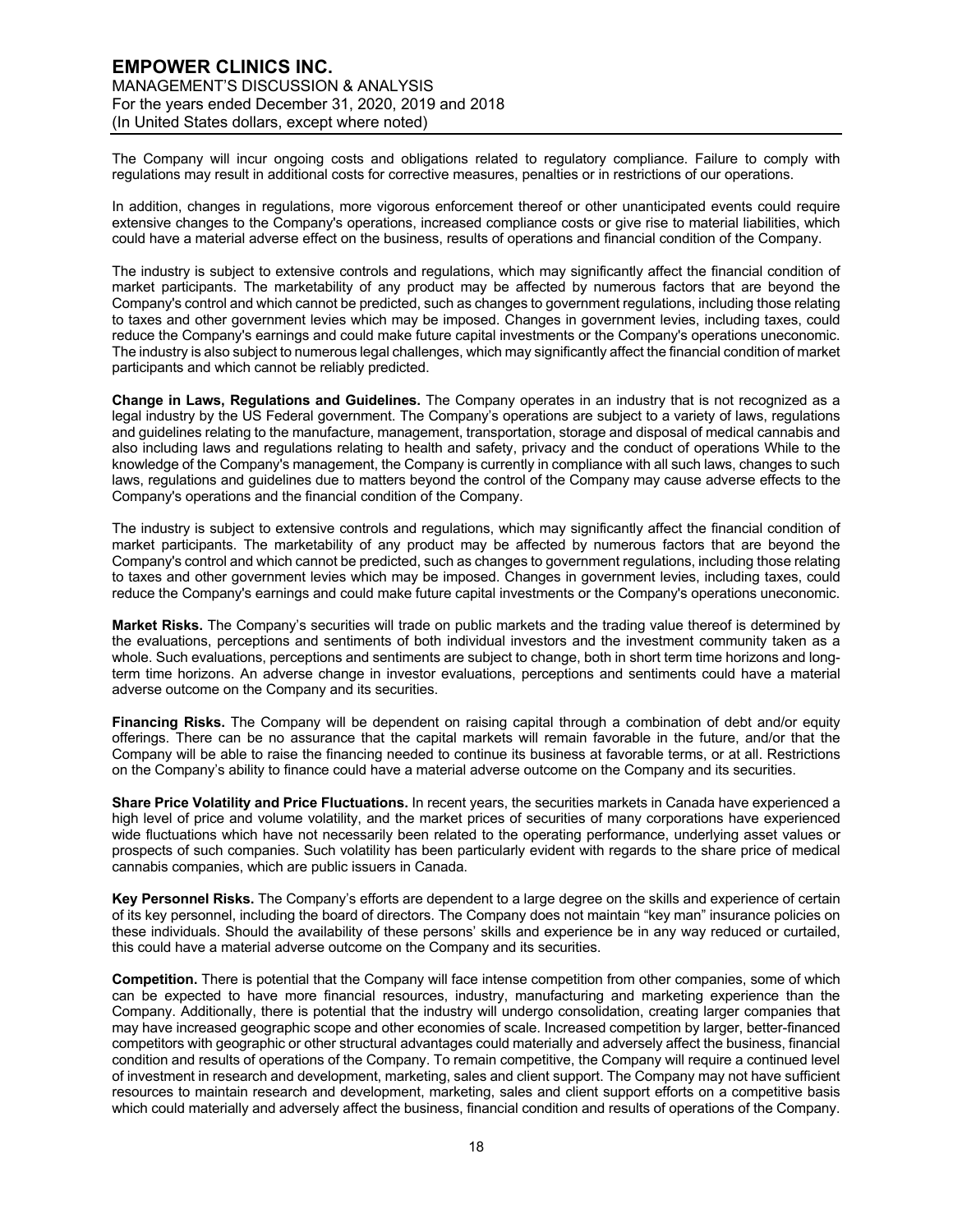The Company will incur ongoing costs and obligations related to regulatory compliance. Failure to comply with regulations may result in additional costs for corrective measures, penalties or in restrictions of our operations.

In addition, changes in regulations, more vigorous enforcement thereof or other unanticipated events could require extensive changes to the Company's operations, increased compliance costs or give rise to material liabilities, which could have a material adverse effect on the business, results of operations and financial condition of the Company.

The industry is subject to extensive controls and regulations, which may significantly affect the financial condition of market participants. The marketability of any product may be affected by numerous factors that are beyond the Company's control and which cannot be predicted, such as changes to government regulations, including those relating to taxes and other government levies which may be imposed. Changes in government levies, including taxes, could reduce the Company's earnings and could make future capital investments or the Company's operations uneconomic. The industry is also subject to numerous legal challenges, which may significantly affect the financial condition of market participants and which cannot be reliably predicted.

**Change in Laws, Regulations and Guidelines.** The Company operates in an industry that is not recognized as a legal industry by the US Federal government. The Company's operations are subject to a variety of laws, regulations and guidelines relating to the manufacture, management, transportation, storage and disposal of medical cannabis and also including laws and regulations relating to health and safety, privacy and the conduct of operations While to the knowledge of the Company's management, the Company is currently in compliance with all such laws, changes to such laws, regulations and guidelines due to matters beyond the control of the Company may cause adverse effects to the Company's operations and the financial condition of the Company.

The industry is subject to extensive controls and regulations, which may significantly affect the financial condition of market participants. The marketability of any product may be affected by numerous factors that are beyond the Company's control and which cannot be predicted, such as changes to government regulations, including those relating to taxes and other government levies which may be imposed. Changes in government levies, including taxes, could reduce the Company's earnings and could make future capital investments or the Company's operations uneconomic.

**Market Risks.** The Company's securities will trade on public markets and the trading value thereof is determined by the evaluations, perceptions and sentiments of both individual investors and the investment community taken as a whole. Such evaluations, perceptions and sentiments are subject to change, both in short term time horizons and long-term time horizons. An adverse change in investor evaluations, perceptions and sentiments could have a material adverse outcome on the Company and its securities.

**Financing Risks.** The Company will be dependent on raising capital through a combination of debt and/or equity offerings. There can be no assurance that the capital markets will remain favorable in the future, and/or that the Company will be able to raise the financing needed to continue its business at favorable terms, or at all. Restrictions on the Company's ability to finance could have a material adverse outcome on the Company and its securities.

**Share Price Volatility and Price Fluctuations.** In recent years, the securities markets in Canada have experienced a high level of price and volume volatility, and the market prices of securities of many corporations have experienced wide fluctuations which have not necessarily been related to the operating performance, underlying asset values or prospects of such companies. Such volatility has been particularly evident with regards to the share price of medical cannabis companies, which are public issuers in Canada.

**Key Personnel Risks.** The Company's efforts are dependent to a large degree on the skills and experience of certain of its key personnel, including the board of directors. The Company does not maintain "key man" insurance policies on these individuals. Should the availability of these persons' skills and experience be in any way reduced or curtailed, this could have a material adverse outcome on the Company and its securities.

**Competition.** There is potential that the Company will face intense competition from other companies, some of which can be expected to have more financial resources, industry, manufacturing and marketing experience than the Company. Additionally, there is potential that the industry will undergo consolidation, creating larger companies that may have increased geographic scope and other economies of scale. Increased competition by larger, better-financed competitors with geographic or other structural advantages could materially and adversely affect the business, financial condition and results of operations of the Company. To remain competitive, the Company will require a continued level of investment in research and development, marketing, sales and client support. The Company may not have sufficient resources to maintain research and development, marketing, sales and client support efforts on a competitive basis which could materially and adversely affect the business, financial condition and results of operations of the Company.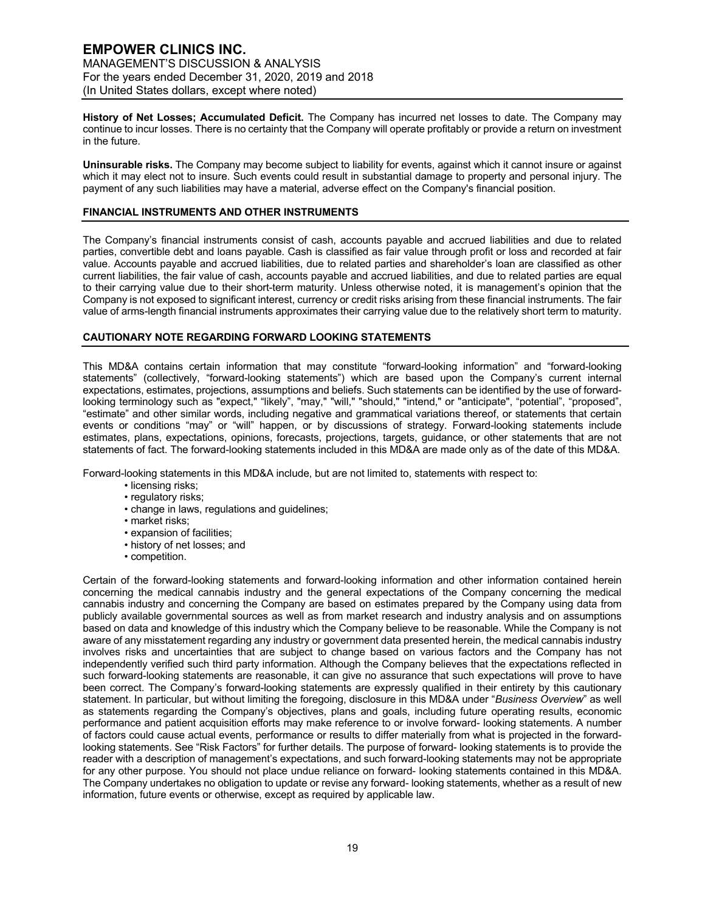**History of Net Losses; Accumulated Deficit.** The Company has incurred net losses to date. The Company may continue to incur losses. There is no certainty that the Company will operate profitably or provide a return on investment in the future.

**Uninsurable risks.** The Company may become subject to liability for events, against which it cannot insure or against which it may elect not to insure. Such events could result in substantial damage to property and personal injury. The payment of any such liabilities may have a material, adverse effect on the Company's financial position.

## FINANCIAL INSTRUMENTS AND OTHER INSTRUMENTS

The Company's financial instruments consist of cash, accounts payable and accrued liabilities and due to related parties, convertible debt and loans payable. Cash is classified as fair value through profit or loss and recorded at fair value. Accounts payable and accrued liabilities, due to related parties and shareholder's loan are classified as other current liabilities, the fair value of cash, accounts payable and accrued liabilities, and due to related parties are equal to their carrying value due to their short-term maturity. Unless otherwise noted, it is management's opinion that the Company is not exposed to significant interest, currency or credit risks arising from these financial instruments. The fair value of arms-length financial instruments approximates their carrying value due to the relatively short term to maturity.

## CAUTIONARY NOTE REGARDING FORWARD LOOKING STATEMENTS

This MD&A contains certain information that may constitute "forward-looking information" and "forward-looking statements" (collectively, "forward-looking statements") which are based upon the Company's current internal expectations, estimates, projections, assumptions and beliefs. Such statements can be identified by the use of forward-looking terminology such as "expect," "likely", "may," "will," "should," "intend," or "anticipate", "potential", "proposed", "estimate" and other similar words, including negative and grammatical variations thereof, or statements that certain events or conditions "may" or "will" happen, or by discussions of strategy. Forward-looking statements include estimates, plans, expectations, opinions, forecasts, projections, targets, guidance, or other statements that are not statements of fact. The forward-looking statements included in this MD&A are made only as of the date of this MD&A.

Forward-looking statements in this MD&A include, but are not limited to, statements with respect to:

- licensing risks;
- regulatory risks;
- change in laws, regulations and guidelines;
- market risks;
- expansion of facilities;
- history of net losses; and
- competition.

Certain of the forward-looking statements and forward-looking information and other information contained herein concerning the medical cannabis industry and the general expectations of the Company concerning the medical cannabis industry and concerning the Company are based on estimates prepared by the Company using data from publicly available governmental sources as well as from market research and industry analysis and on assumptions based on data and knowledge of this industry which the Company believe to be reasonable. While the Company is not aware of any misstatement regarding any industry or government data presented herein, the medical cannabis industry involves risks and uncertainties that are subject to change based on various factors and the Company has not independently verified such third party information. Although the Company believes that the expectations reflected in such forward-looking statements are reasonable, it can give no assurance that such expectations will prove to have been correct. The Company's forward-looking statements are expressly qualified in their entirety by this cautionary statement. In particular, but without limiting the foregoing, disclosure in this MD&A under "*Business Overview*" as well as statements regarding the Company's objectives, plans and goals, including future operating results, economic performance and patient acquisition efforts may make reference to or involve forward- looking statements. A number of factors could cause actual events, performance or results to differ materially from what is projected in the forward-looking statements. See "Risk Factors" for further details. The purpose of forward- looking statements is to provide the reader with a description of management's expectations, and such forward-looking statements may not be appropriate for any other purpose. You should not place undue reliance on forward- looking statements contained in this MD&A. The Company undertakes no obligation to update or revise any forward- looking statements, whether as a result of new information, future events or otherwise, except as required by applicable law.